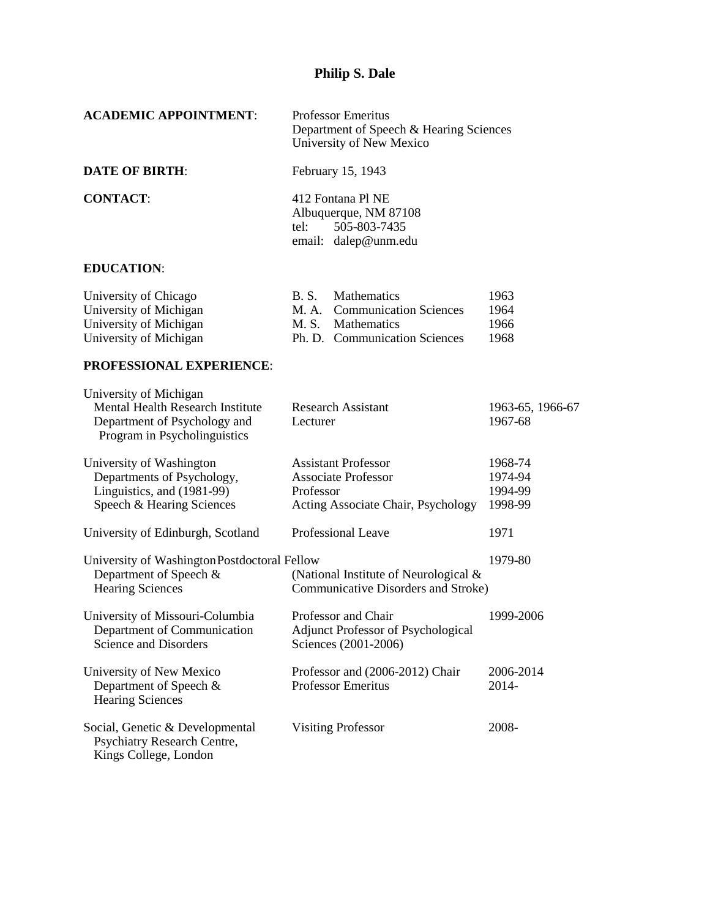# Philip S. Dale

**ACADEMIC APPOINTMENT**: Professor Emeritus
Department of Speech & Hearing Sciences
University of New Mexico

**DATE OF BIRTH**: February 15, 1943

**CONTACT**: 412 Fontana Pl NE
Albuquerque, NM 87108
tel: 505-803-7435
email: dalep@unm.edu

## EDUCATION:

| | | | |
|---|---|---|---|
| University of Chicago | B. S. | Mathematics | 1963 |
| University of Michigan | M. A. | Communication Sciences | 1964 |
| University of Michigan | M. S. | Mathematics | 1966 |
| University of Michigan | Ph. D. | Communication Sciences | 1968 |

## PROFESSIONAL EXPERIENCE:

| | | |
|---|---|---|
| University of Michigan<br>Mental Health Research Institute<br>Department of Psychology and Program in Psycholinguistics | <br>Research Assistant<br>Lecturer | <br>1963-65, 1966-67<br>1967-68 |
| University of Washington<br>Departments of Psychology, Linguistics, and (1981-99) Speech & Hearing Sciences | Assistant Professor<br>Associate Professor<br>Professor<br>Acting Associate Chair, Psychology | 1968-74<br>1974-94<br>1994-99<br>1998-99 |
| University of Edinburgh, Scotland | Professional Leave | 1971 |
| University of Washington<br>Department of Speech & Hearing Sciences | Postdoctoral Fellow<br>(National Institute of Neurological & Communicative Disorders and Stroke) | 1979-80 |
| University of Missouri-Columbia<br>Department of Communication Science and Disorders | Professor and Chair<br>Adjunct Professor of Psychological Sciences (2001-2006) | 1999-2006 |
| University of New Mexico<br>Department of Speech & Hearing Sciences | Professor and (2006-2012) Chair<br>Professor Emeritus | 2006-2014<br>2014- |
| Social, Genetic & Developmental Psychiatry Research Centre, Kings College, London | Visiting Professor | 2008- |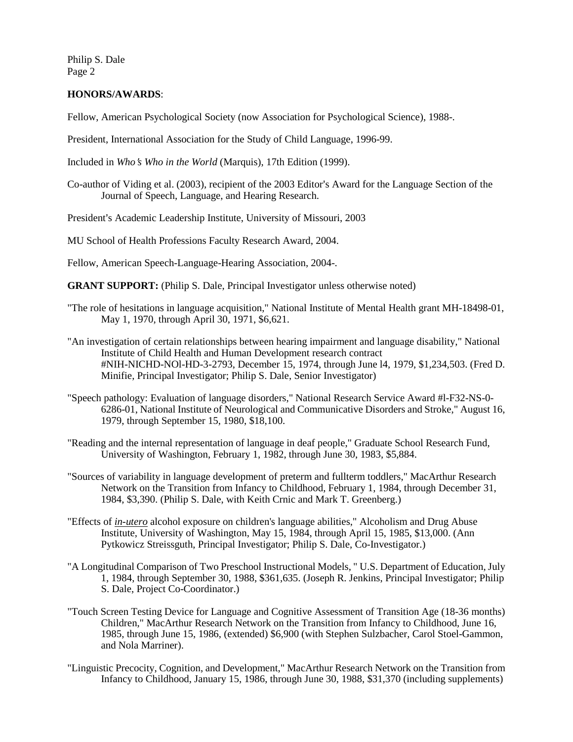**HONORS/AWARDS**:

Fellow, American Psychological Society (now Association for Psychological Science), 1988-.

President, International Association for the Study of Child Language, 1996-99.

Included in *Who's Who in the World* (Marquis), 17th Edition (1999).

Co-author of Viding et al. (2003), recipient of the 2003 Editor's Award for the Language Section of the Journal of Speech, Language, and Hearing Research.

President's Academic Leadership Institute, University of Missouri, 2003

MU School of Health Professions Faculty Research Award, 2004.

Fellow, American Speech-Language-Hearing Association, 2004-.

**GRANT SUPPORT:** (Philip S. Dale, Principal Investigator unless otherwise noted)

"The role of hesitations in language acquisition," National Institute of Mental Health grant MH-18498-01, May 1, 1970, through April 30, 1971, $6,621.

"An investigation of certain relationships between hearing impairment and language disability," National Institute of Child Health and Human Development research contract #NIH-NICHD-NOl-HD-3-2793, December 15, 1974, through June l4, 1979, $1,234,503. (Fred D. Minifie, Principal Investigator; Philip S. Dale, Senior Investigator)

"Speech pathology: Evaluation of language disorders," National Research Service Award #l-F32-NS-0-6286-01, National Institute of Neurological and Communicative Disorders and Stroke," August 16, 1979, through September 15, 1980, $18,100.

"Reading and the internal representation of language in deaf people," Graduate School Research Fund, University of Washington, February 1, 1982, through June 30, 1983, $5,884.

"Sources of variability in language development of preterm and fullterm toddlers," MacArthur Research Network on the Transition from Infancy to Childhood, February 1, 1984, through December 31, 1984, $3,390. (Philip S. Dale, with Keith Crnic and Mark T. Greenberg.)

"Effects of *in-utero* alcohol exposure on children's language abilities," Alcoholism and Drug Abuse Institute, University of Washington, May 15, 1984, through April 15, 1985, $13,000. (Ann Pytkowicz Streissguth, Principal Investigator; Philip S. Dale, Co-Investigator.)

"A Longitudinal Comparison of Two Preschool Instructional Models, " U.S. Department of Education, July 1, 1984, through September 30, 1988, $361,635. (Joseph R. Jenkins, Principal Investigator; Philip S. Dale, Project Co-Coordinator.)

"Touch Screen Testing Device for Language and Cognitive Assessment of Transition Age (18-36 months) Children," MacArthur Research Network on the Transition from Infancy to Childhood, June 16, 1985, through June 15, 1986, (extended) $6,900 (with Stephen Sulzbacher, Carol Stoel-Gammon, and Nola Marriner).

"Linguistic Precocity, Cognition, and Development," MacArthur Research Network on the Transition from Infancy to Childhood, January 15, 1986, through June 30, 1988, $31,370 (including supplements)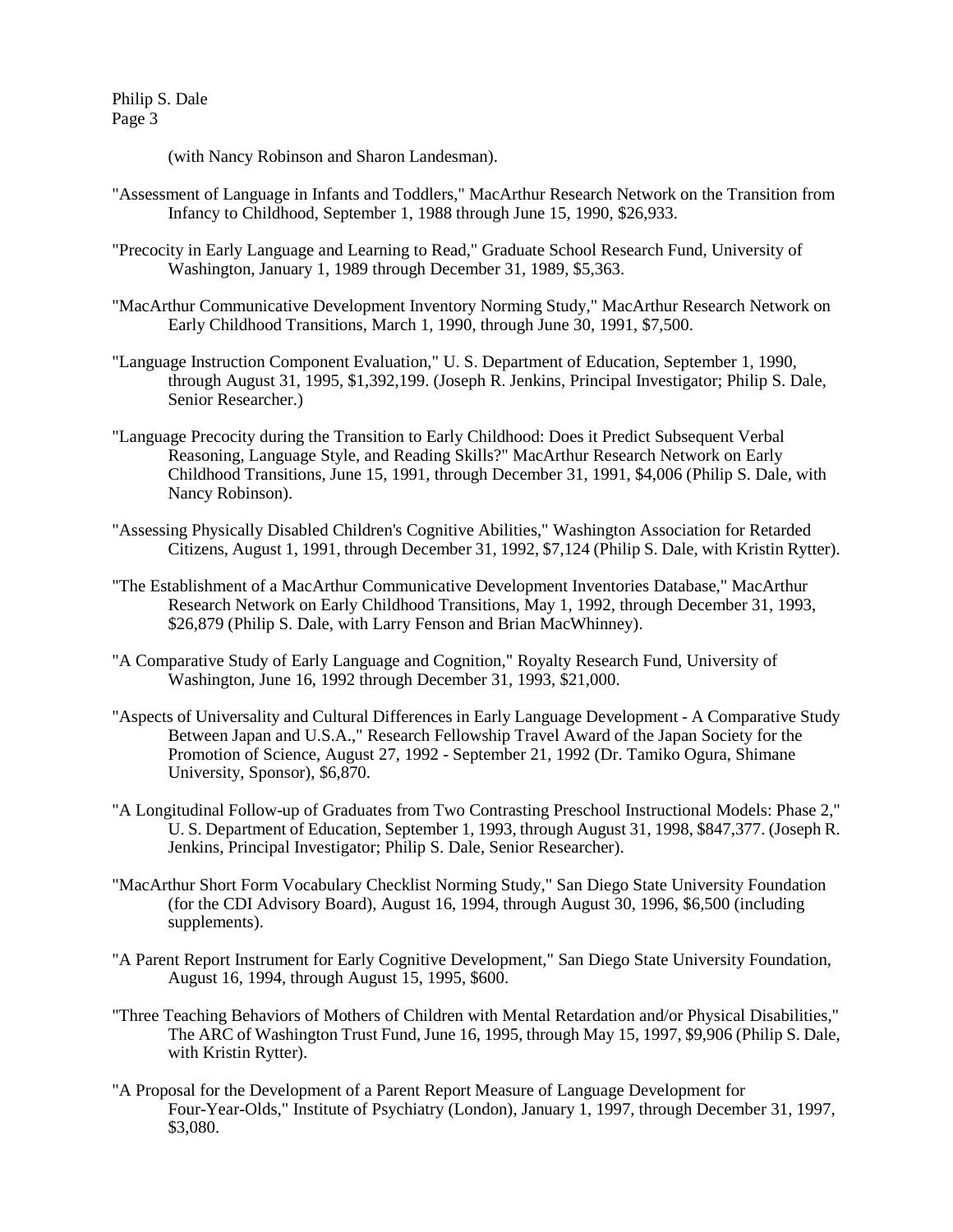(with Nancy Robinson and Sharon Landesman).

"Assessment of Language in Infants and Toddlers," MacArthur Research Network on the Transition from Infancy to Childhood, September 1, 1988 through June 15, 1990, $26,933.

"Precocity in Early Language and Learning to Read," Graduate School Research Fund, University of Washington, January 1, 1989 through December 31, 1989, $5,363.

"MacArthur Communicative Development Inventory Norming Study," MacArthur Research Network on Early Childhood Transitions, March 1, 1990, through June 30, 1991, $7,500.

"Language Instruction Component Evaluation," U. S. Department of Education, September 1, 1990, through August 31, 1995, $1,392,199. (Joseph R. Jenkins, Principal Investigator; Philip S. Dale, Senior Researcher.)

"Language Precocity during the Transition to Early Childhood: Does it Predict Subsequent Verbal Reasoning, Language Style, and Reading Skills?" MacArthur Research Network on Early Childhood Transitions, June 15, 1991, through December 31, 1991, $4,006 (Philip S. Dale, with Nancy Robinson).

"Assessing Physically Disabled Children's Cognitive Abilities," Washington Association for Retarded Citizens, August 1, 1991, through December 31, 1992, $7,124 (Philip S. Dale, with Kristin Rytter).

"The Establishment of a MacArthur Communicative Development Inventories Database," MacArthur Research Network on Early Childhood Transitions, May 1, 1992, through December 31, 1993, $26,879 (Philip S. Dale, with Larry Fenson and Brian MacWhinney).

"A Comparative Study of Early Language and Cognition," Royalty Research Fund, University of Washington, June 16, 1992 through December 31, 1993, $21,000.

"Aspects of Universality and Cultural Differences in Early Language Development - A Comparative Study Between Japan and U.S.A.," Research Fellowship Travel Award of the Japan Society for the Promotion of Science, August 27, 1992 - September 21, 1992 (Dr. Tamiko Ogura, Shimane University, Sponsor), $6,870.

"A Longitudinal Follow-up of Graduates from Two Contrasting Preschool Instructional Models: Phase 2," U. S. Department of Education, September 1, 1993, through August 31, 1998, $847,377. (Joseph R. Jenkins, Principal Investigator; Philip S. Dale, Senior Researcher).

"MacArthur Short Form Vocabulary Checklist Norming Study," San Diego State University Foundation (for the CDI Advisory Board), August 16, 1994, through August 30, 1996, $6,500 (including supplements).

"A Parent Report Instrument for Early Cognitive Development," San Diego State University Foundation, August 16, 1994, through August 15, 1995, $600.

"Three Teaching Behaviors of Mothers of Children with Mental Retardation and/or Physical Disabilities," The ARC of Washington Trust Fund, June 16, 1995, through May 15, 1997, $9,906 (Philip S. Dale, with Kristin Rytter).

"A Proposal for the Development of a Parent Report Measure of Language Development for Four-Year-Olds," Institute of Psychiatry (London), January 1, 1997, through December 31, 1997, $3,080.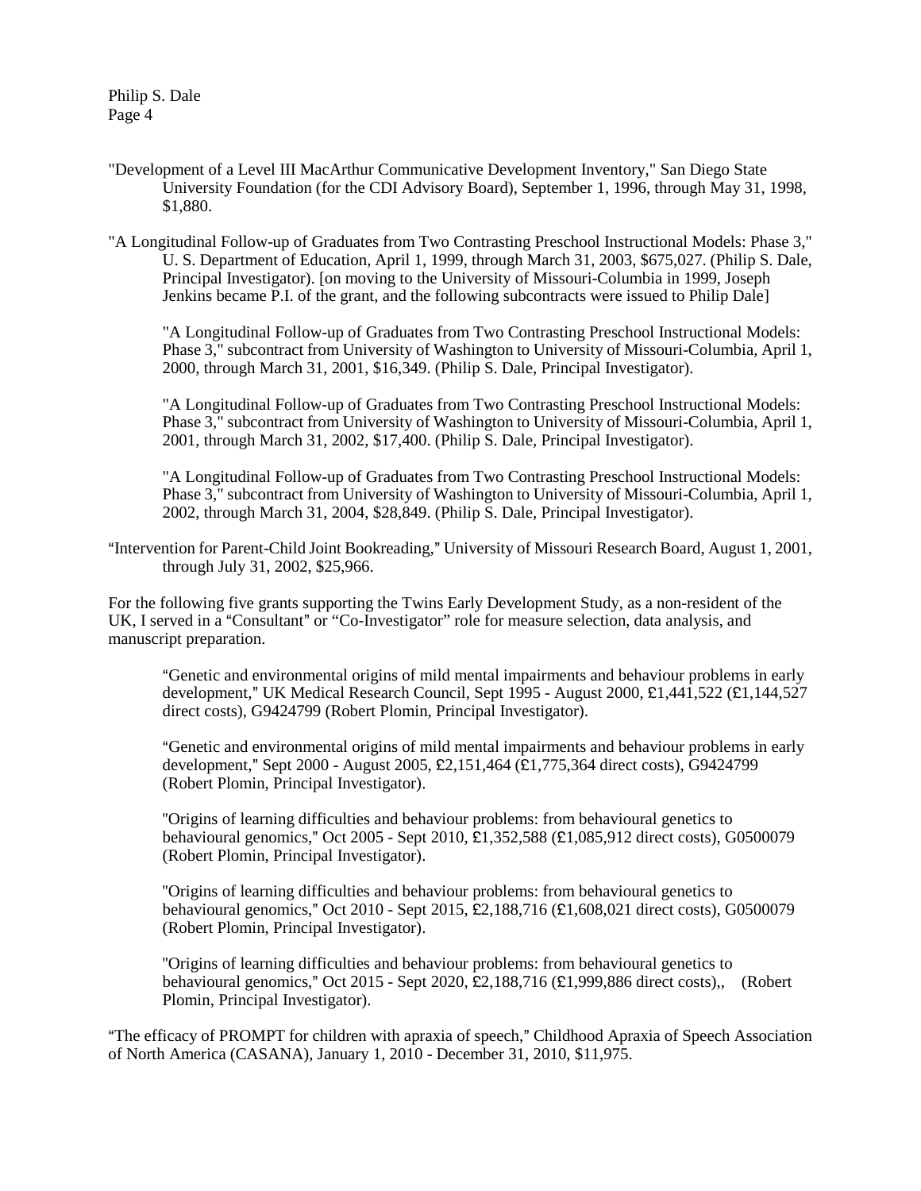"Development of a Level III MacArthur Communicative Development Inventory," San Diego State University Foundation (for the CDI Advisory Board), September 1, 1996, through May 31, 1998, $1,880.

"A Longitudinal Follow-up of Graduates from Two Contrasting Preschool Instructional Models: Phase 3," U. S. Department of Education, April 1, 1999, through March 31, 2003, $675,027. (Philip S. Dale, Principal Investigator). [on moving to the University of Missouri-Columbia in 1999, Joseph Jenkins became P.I. of the grant, and the following subcontracts were issued to Philip Dale]

> "A Longitudinal Follow-up of Graduates from Two Contrasting Preschool Instructional Models: Phase 3," subcontract from University of Washington to University of Missouri-Columbia, April 1, 2000, through March 31, 2001, $16,349. (Philip S. Dale, Principal Investigator).
>
> "A Longitudinal Follow-up of Graduates from Two Contrasting Preschool Instructional Models: Phase 3," subcontract from University of Washington to University of Missouri-Columbia, April 1, 2001, through March 31, 2002, $17,400. (Philip S. Dale, Principal Investigator).
>
> "A Longitudinal Follow-up of Graduates from Two Contrasting Preschool Instructional Models: Phase 3," subcontract from University of Washington to University of Missouri-Columbia, April 1, 2002, through March 31, 2004, $28,849. (Philip S. Dale, Principal Investigator).

"Intervention for Parent-Child Joint Bookreading," University of Missouri Research Board, August 1, 2001, through July 31, 2002, $25,966.

For the following five grants supporting the Twins Early Development Study, as a non-resident of the UK, I served in a "Consultant" or "Co-Investigator" role for measure selection, data analysis, and manuscript preparation.

> "Genetic and environmental origins of mild mental impairments and behaviour problems in early development," UK Medical Research Council, Sept 1995 - August 2000, £1,441,522 (£1,144,527 direct costs), G9424799 (Robert Plomin, Principal Investigator).
>
> "Genetic and environmental origins of mild mental impairments and behaviour problems in early development," Sept 2000 - August 2005, £2,151,464 (£1,775,364 direct costs), G9424799 (Robert Plomin, Principal Investigator).
>
> "Origins of learning difficulties and behaviour problems: from behavioural genetics to behavioural genomics," Oct 2005 - Sept 2010, £1,352,588 (£1,085,912 direct costs), G0500079 (Robert Plomin, Principal Investigator).
>
> "Origins of learning difficulties and behaviour problems: from behavioural genetics to behavioural genomics," Oct 2010 - Sept 2015, £2,188,716 (£1,608,021 direct costs), G0500079 (Robert Plomin, Principal Investigator).
>
> "Origins of learning difficulties and behaviour problems: from behavioural genetics to behavioural genomics," Oct 2015 - Sept 2020, £2,188,716 (£1,999,886 direct costs),, (Robert Plomin, Principal Investigator).

"The efficacy of PROMPT for children with apraxia of speech," Childhood Apraxia of Speech Association of North America (CASANA), January 1, 2010 - December 31, 2010, $11,975.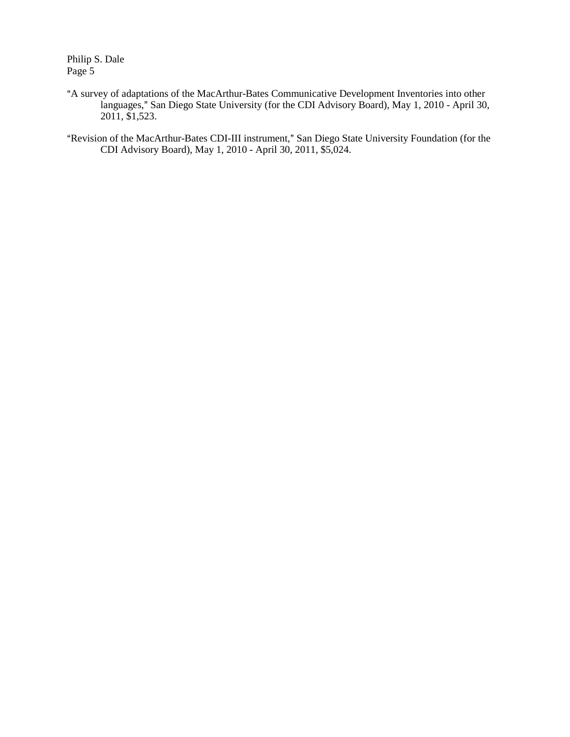"A survey of adaptations of the MacArthur-Bates Communicative Development Inventories into other languages," San Diego State University (for the CDI Advisory Board), May 1, 2010 - April 30, 2011, $1,523.

"Revision of the MacArthur-Bates CDI-III instrument," San Diego State University Foundation (for the CDI Advisory Board), May 1, 2010 - April 30, 2011, $5,024.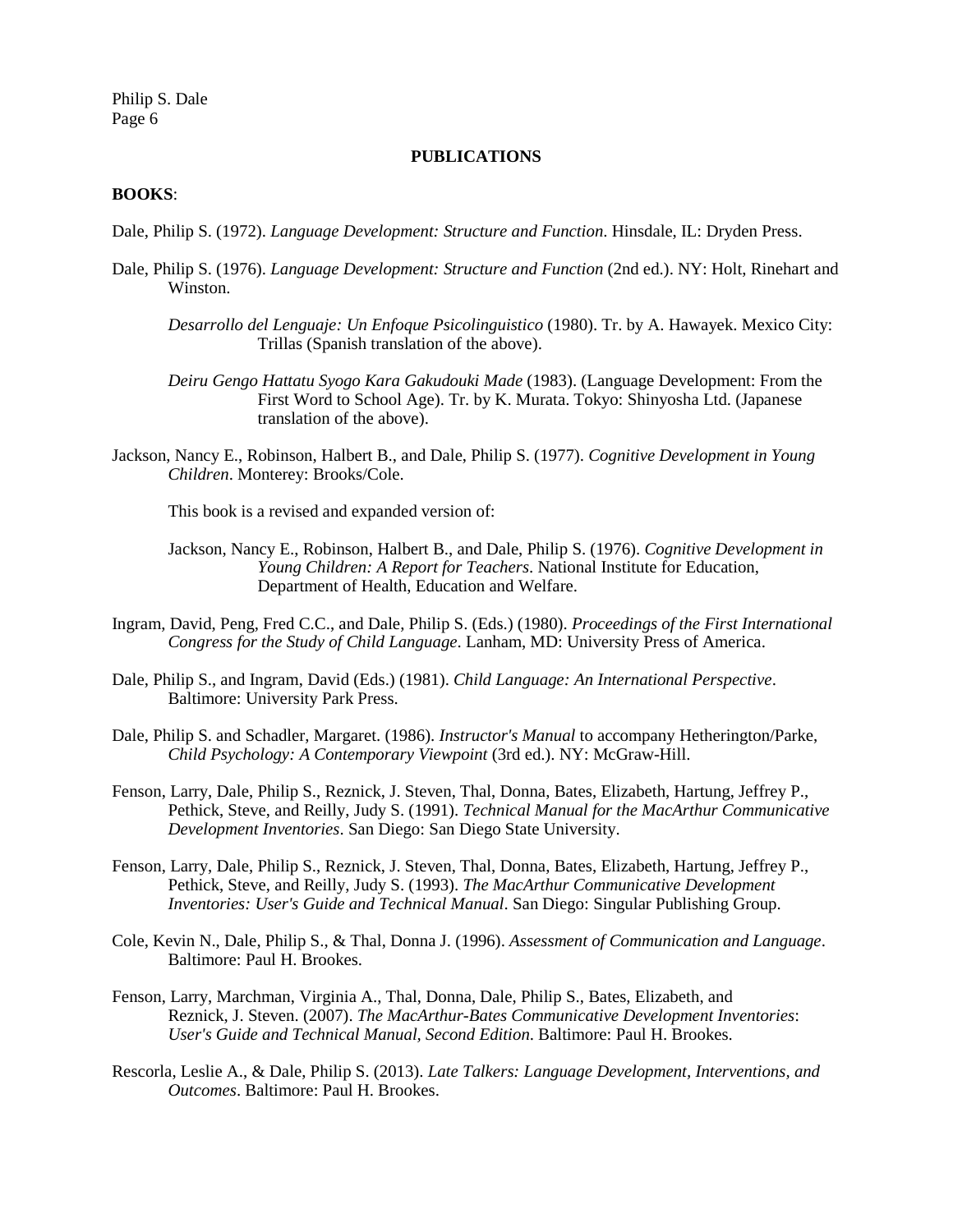## PUBLICATIONS

### BOOKS:

Dale, Philip S. (1972). *Language Development: Structure and Function*. Hinsdale, IL: Dryden Press.

Dale, Philip S. (1976). *Language Development: Structure and Function* (2nd ed.). NY: Holt, Rinehart and Winston.

> *Desarrollo del Lenguaje: Un Enfoque Psicolinguistico* (1980). Tr. by A. Hawayek. Mexico City: Trillas (Spanish translation of the above).
>
> *Deiru Gengo Hattatu Syogo Kara Gakudouki Made* (1983). (Language Development: From the First Word to School Age). Tr. by K. Murata. Tokyo: Shinyosha Ltd. (Japanese translation of the above).

Jackson, Nancy E., Robinson, Halbert B., and Dale, Philip S. (1977). *Cognitive Development in Young Children*. Monterey: Brooks/Cole.

> This book is a revised and expanded version of:
>
> Jackson, Nancy E., Robinson, Halbert B., and Dale, Philip S. (1976). *Cognitive Development in Young Children: A Report for Teachers*. National Institute for Education, Department of Health, Education and Welfare.

Ingram, David, Peng, Fred C.C., and Dale, Philip S. (Eds.) (1980). *Proceedings of the First International Congress for the Study of Child Language*. Lanham, MD: University Press of America.

Dale, Philip S., and Ingram, David (Eds.) (1981). *Child Language: An International Perspective*. Baltimore: University Park Press.

Dale, Philip S. and Schadler, Margaret. (1986). *Instructor's Manual* to accompany Hetherington/Parke, *Child Psychology: A Contemporary Viewpoint* (3rd ed.). NY: McGraw-Hill.

Fenson, Larry, Dale, Philip S., Reznick, J. Steven, Thal, Donna, Bates, Elizabeth, Hartung, Jeffrey P., Pethick, Steve, and Reilly, Judy S. (1991). *Technical Manual for the MacArthur Communicative Development Inventories*. San Diego: San Diego State University.

Fenson, Larry, Dale, Philip S., Reznick, J. Steven, Thal, Donna, Bates, Elizabeth, Hartung, Jeffrey P., Pethick, Steve, and Reilly, Judy S. (1993). *The MacArthur Communicative Development Inventories: User's Guide and Technical Manual*. San Diego: Singular Publishing Group.

Cole, Kevin N., Dale, Philip S., & Thal, Donna J. (1996). *Assessment of Communication and Language*. Baltimore: Paul H. Brookes.

Fenson, Larry, Marchman, Virginia A., Thal, Donna, Dale, Philip S., Bates, Elizabeth, and Reznick, J. Steven. (2007). *The MacArthur-Bates Communicative Development Inventories: User's Guide and Technical Manual, Second Edition*. Baltimore: Paul H. Brookes.

Rescorla, Leslie A., & Dale, Philip S. (2013). *Late Talkers: Language Development, Interventions, and Outcomes*. Baltimore: Paul H. Brookes.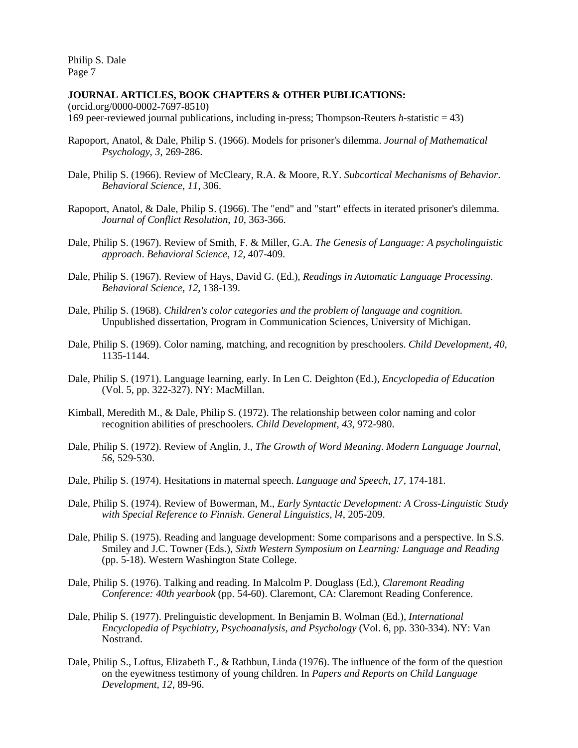**JOURNAL ARTICLES, BOOK CHAPTERS & OTHER PUBLICATIONS:**

(orcid.org/0000-0002-7697-8510)
169 peer-reviewed journal publications, including in-press; Thompson-Reuters *h*-statistic = 43)

Rapoport, Anatol, & Dale, Philip S. (1966). Models for prisoner's dilemma. *Journal of Mathematical Psychology*, *3*, 269-286.

Dale, Philip S. (1966). Review of McCleary, R.A. & Moore, R.Y. *Subcortical Mechanisms of Behavior*. *Behavioral Science*, *11*, 306.

Rapoport, Anatol, & Dale, Philip S. (1966). The "end" and "start" effects in iterated prisoner's dilemma. *Journal of Conflict Resolution*, *10*, 363-366.

Dale, Philip S. (1967). Review of Smith, F. & Miller, G.A. *The Genesis of Language: A psycholinguistic approach*. *Behavioral Science*, *12*, 407-409.

Dale, Philip S. (1967). Review of Hays, David G. (Ed.), *Readings in Automatic Language Processing*. *Behavioral Science*, *12*, 138-139.

Dale, Philip S. (1968). *Children's color categories and the problem of language and cognition.* Unpublished dissertation, Program in Communication Sciences, University of Michigan.

Dale, Philip S. (1969). Color naming, matching, and recognition by preschoolers. *Child Development*, *40*, 1135-1144.

Dale, Philip S. (1971). Language learning, early. In Len C. Deighton (Ed.), *Encyclopedia of Education* (Vol. 5, pp. 322-327). NY: MacMillan.

Kimball, Meredith M., & Dale, Philip S. (1972). The relationship between color naming and color recognition abilities of preschoolers. *Child Development*, *43*, 972-980.

Dale, Philip S. (1972). Review of Anglin, J., *The Growth of Word Meaning*. *Modern Language Journal*, *56*, 529-530.

Dale, Philip S. (1974). Hesitations in maternal speech. *Language and Speech*, *17*, 174-181.

Dale, Philip S. (1974). Review of Bowerman, M., *Early Syntactic Development: A Cross-Linguistic Study with Special Reference to Finnish*. *General Linguistics*, *l4*, 205-209.

Dale, Philip S. (1975). Reading and language development: Some comparisons and a perspective. In S.S. Smiley and J.C. Towner (Eds.), *Sixth Western Symposium on Learning: Language and Reading* (pp. 5-18). Western Washington State College.

Dale, Philip S. (1976). Talking and reading. In Malcolm P. Douglass (Ed.), *Claremont Reading Conference: 40th yearbook* (pp. 54-60). Claremont, CA: Claremont Reading Conference.

Dale, Philip S. (1977). Prelinguistic development. In Benjamin B. Wolman (Ed.), *International Encyclopedia of Psychiatry, Psychoanalysis, and Psychology* (Vol. 6, pp. 330-334). NY: Van Nostrand.

Dale, Philip S., Loftus, Elizabeth F., & Rathbun, Linda (1976). The influence of the form of the question on the eyewitness testimony of young children. In *Papers and Reports on Child Language Development*, *12*, 89-96.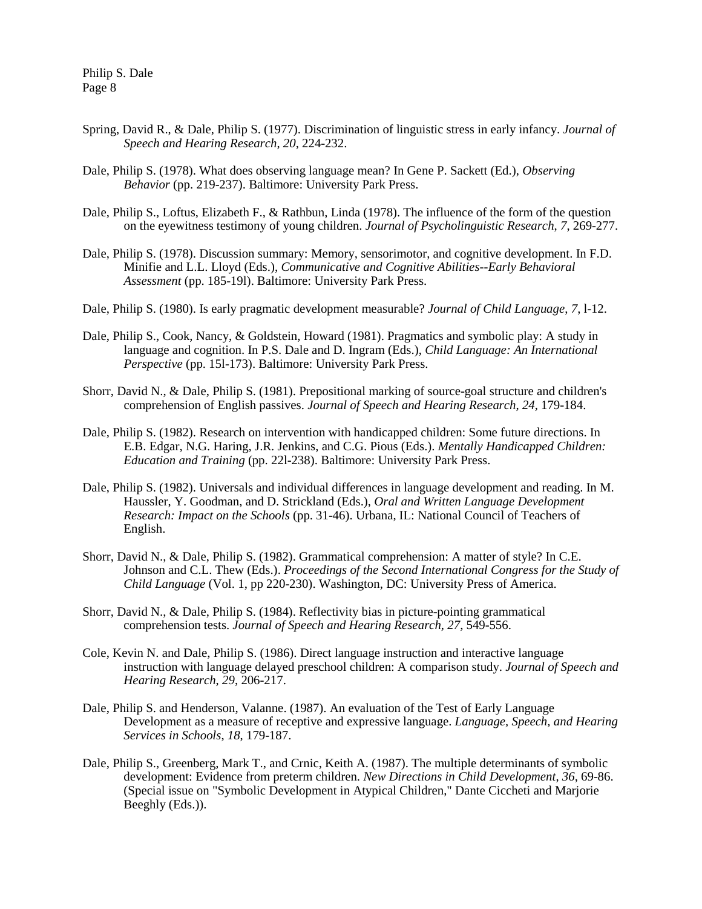Spring, David R., & Dale, Philip S. (1977). Discrimination of linguistic stress in early infancy. *Journal of Speech and Hearing Research*, *20*, 224-232.

Dale, Philip S. (1978). What does observing language mean? In Gene P. Sackett (Ed.), *Observing Behavior* (pp. 219-237). Baltimore: University Park Press.

Dale, Philip S., Loftus, Elizabeth F., & Rathbun, Linda (1978). The influence of the form of the question on the eyewitness testimony of young children. *Journal of Psycholinguistic Research*, *7*, 269-277.

Dale, Philip S. (1978). Discussion summary: Memory, sensorimotor, and cognitive development. In F.D. Minifie and L.L. Lloyd (Eds.), *Communicative and Cognitive Abilities--Early Behavioral Assessment* (pp. 185-19l). Baltimore: University Park Press.

Dale, Philip S. (1980). Is early pragmatic development measurable? *Journal of Child Language*, *7*, l-12.

Dale, Philip S., Cook, Nancy, & Goldstein, Howard (1981). Pragmatics and symbolic play: A study in language and cognition. In P.S. Dale and D. Ingram (Eds.), *Child Language: An International Perspective* (pp. 15l-173). Baltimore: University Park Press.

Shorr, David N., & Dale, Philip S. (1981). Prepositional marking of source-goal structure and children's comprehension of English passives. *Journal of Speech and Hearing Research*, *24*, 179-184.

Dale, Philip S. (1982). Research on intervention with handicapped children: Some future directions. In E.B. Edgar, N.G. Haring, J.R. Jenkins, and C.G. Pious (Eds.). *Mentally Handicapped Children: Education and Training* (pp. 22l-238). Baltimore: University Park Press.

Dale, Philip S. (1982). Universals and individual differences in language development and reading. In M. Haussler, Y. Goodman, and D. Strickland (Eds.), *Oral and Written Language Development Research: Impact on the Schools* (pp. 31-46). Urbana, IL: National Council of Teachers of English.

Shorr, David N., & Dale, Philip S. (1982). Grammatical comprehension: A matter of style? In C.E. Johnson and C.L. Thew (Eds.). *Proceedings of the Second International Congress for the Study of Child Language* (Vol. 1, pp 220-230). Washington, DC: University Press of America.

Shorr, David N., & Dale, Philip S. (1984). Reflectivity bias in picture-pointing grammatical comprehension tests. *Journal of Speech and Hearing Research*, *27*, 549-556.

Cole, Kevin N. and Dale, Philip S. (1986). Direct language instruction and interactive language instruction with language delayed preschool children: A comparison study. *Journal of Speech and Hearing Research*, *29*, 206-217.

Dale, Philip S. and Henderson, Valanne. (1987). An evaluation of the Test of Early Language Development as a measure of receptive and expressive language. *Language, Speech, and Hearing Services in Schools*, *18*, 179-187.

Dale, Philip S., Greenberg, Mark T., and Crnic, Keith A. (1987). The multiple determinants of symbolic development: Evidence from preterm children. *New Directions in Child Development*, *36*, 69-86. (Special issue on "Symbolic Development in Atypical Children," Dante Ciccheti and Marjorie Beeghly (Eds.)).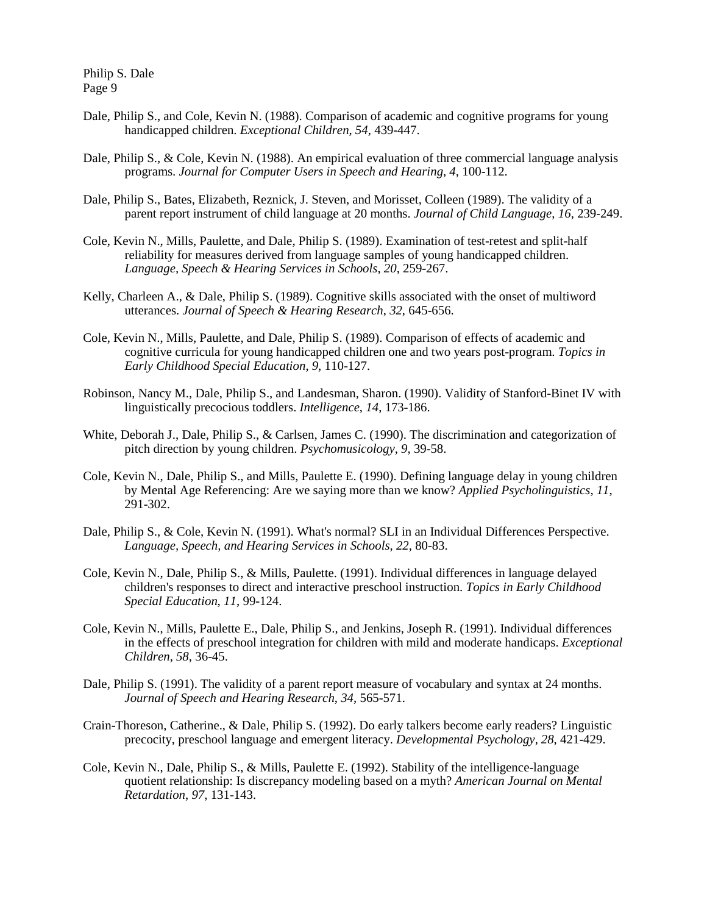Dale, Philip S., and Cole, Kevin N. (1988). Comparison of academic and cognitive programs for young handicapped children. *Exceptional Children*, *54*, 439-447.

Dale, Philip S., & Cole, Kevin N. (1988). An empirical evaluation of three commercial language analysis programs. *Journal for Computer Users in Speech and Hearing*, *4*, 100-112.

Dale, Philip S., Bates, Elizabeth, Reznick, J. Steven, and Morisset, Colleen (1989). The validity of a parent report instrument of child language at 20 months. *Journal of Child Language*, *16*, 239-249.

Cole, Kevin N., Mills, Paulette, and Dale, Philip S. (1989). Examination of test-retest and split-half reliability for measures derived from language samples of young handicapped children. *Language, Speech & Hearing Services in Schools*, *20*, 259-267.

Kelly, Charleen A., & Dale, Philip S. (1989). Cognitive skills associated with the onset of multiword utterances. *Journal of Speech & Hearing Research*, *32*, 645-656.

Cole, Kevin N., Mills, Paulette, and Dale, Philip S. (1989). Comparison of effects of academic and cognitive curricula for young handicapped children one and two years post-program. *Topics in Early Childhood Special Education*, *9*, 110-127.

Robinson, Nancy M., Dale, Philip S., and Landesman, Sharon. (1990). Validity of Stanford-Binet IV with linguistically precocious toddlers. *Intelligence*, *14*, 173-186.

White, Deborah J., Dale, Philip S., & Carlsen, James C. (1990). The discrimination and categorization of pitch direction by young children. *Psychomusicology*, *9*, 39-58.

Cole, Kevin N., Dale, Philip S., and Mills, Paulette E. (1990). Defining language delay in young children by Mental Age Referencing: Are we saying more than we know? *Applied Psycholinguistics*, *11*, 291-302.

Dale, Philip S., & Cole, Kevin N. (1991). What's normal? SLI in an Individual Differences Perspective. *Language, Speech, and Hearing Services in Schools*, *22*, 80-83.

Cole, Kevin N., Dale, Philip S., & Mills, Paulette. (1991). Individual differences in language delayed children's responses to direct and interactive preschool instruction. *Topics in Early Childhood Special Education*, *11*, 99-124.

Cole, Kevin N., Mills, Paulette E., Dale, Philip S., and Jenkins, Joseph R. (1991). Individual differences in the effects of preschool integration for children with mild and moderate handicaps. *Exceptional Children*, *58*, 36-45.

Dale, Philip S. (1991). The validity of a parent report measure of vocabulary and syntax at 24 months. *Journal of Speech and Hearing Research*, *34*, 565-571.

Crain-Thoreson, Catherine., & Dale, Philip S. (1992). Do early talkers become early readers? Linguistic precocity, preschool language and emergent literacy. *Developmental Psychology*, *28*, 421-429.

Cole, Kevin N., Dale, Philip S., & Mills, Paulette E. (1992). Stability of the intelligence-language quotient relationship: Is discrepancy modeling based on a myth? *American Journal on Mental Retardation*, *97*, 131-143.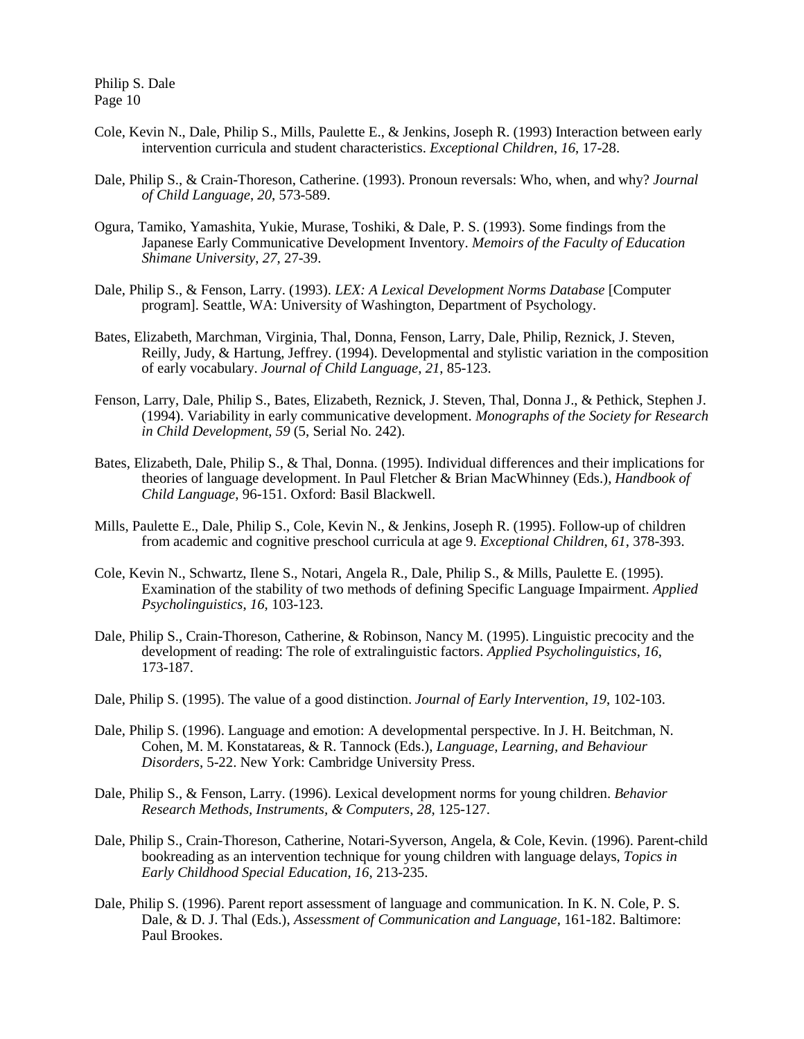Cole, Kevin N., Dale, Philip S., Mills, Paulette E., & Jenkins, Joseph R. (1993) Interaction between early intervention curricula and student characteristics. *Exceptional Children*, *16*, 17-28.

Dale, Philip S., & Crain-Thoreson, Catherine. (1993). Pronoun reversals: Who, when, and why? *Journal of Child Language*, *20*, 573-589.

Ogura, Tamiko, Yamashita, Yukie, Murase, Toshiki, & Dale, P. S. (1993). Some findings from the Japanese Early Communicative Development Inventory. *Memoirs of the Faculty of Education Shimane University*, *27*, 27-39.

Dale, Philip S., & Fenson, Larry. (1993). *LEX: A Lexical Development Norms Database* [Computer program]. Seattle, WA: University of Washington, Department of Psychology.

Bates, Elizabeth, Marchman, Virginia, Thal, Donna, Fenson, Larry, Dale, Philip, Reznick, J. Steven, Reilly, Judy, & Hartung, Jeffrey. (1994). Developmental and stylistic variation in the composition of early vocabulary. *Journal of Child Language*, *21*, 85-123.

Fenson, Larry, Dale, Philip S., Bates, Elizabeth, Reznick, J. Steven, Thal, Donna J., & Pethick, Stephen J. (1994). Variability in early communicative development. *Monographs of the Society for Research in Child Development*, *59* (5, Serial No. 242).

Bates, Elizabeth, Dale, Philip S., & Thal, Donna. (1995). Individual differences and their implications for theories of language development. In Paul Fletcher & Brian MacWhinney (Eds.), *Handbook of Child Language*, 96-151. Oxford: Basil Blackwell.

Mills, Paulette E., Dale, Philip S., Cole, Kevin N., & Jenkins, Joseph R. (1995). Follow-up of children from academic and cognitive preschool curricula at age 9. *Exceptional Children*, *61*, 378-393.

Cole, Kevin N., Schwartz, Ilene S., Notari, Angela R., Dale, Philip S., & Mills, Paulette E. (1995). Examination of the stability of two methods of defining Specific Language Impairment. *Applied Psycholinguistics*, *16*, 103-123.

Dale, Philip S., Crain-Thoreson, Catherine, & Robinson, Nancy M. (1995). Linguistic precocity and the development of reading: The role of extralinguistic factors. *Applied Psycholinguistics*, *16*, 173-187.

Dale, Philip S. (1995). The value of a good distinction. *Journal of Early Intervention*, *19*, 102-103.

Dale, Philip S. (1996). Language and emotion: A developmental perspective. In J. H. Beitchman, N. Cohen, M. M. Konstatareas, & R. Tannock (Eds.), *Language, Learning, and Behaviour Disorders*, 5-22. New York: Cambridge University Press.

Dale, Philip S., & Fenson, Larry. (1996). Lexical development norms for young children. *Behavior Research Methods, Instruments, & Computers*, *28*, 125-127.

Dale, Philip S., Crain-Thoreson, Catherine, Notari-Syverson, Angela, & Cole, Kevin. (1996). Parent-child bookreading as an intervention technique for young children with language delays, *Topics in Early Childhood Special Education*, *16*, 213-235.

Dale, Philip S. (1996). Parent report assessment of language and communication. In K. N. Cole, P. S. Dale, & D. J. Thal (Eds.), *Assessment of Communication and Language*, 161-182. Baltimore: Paul Brookes.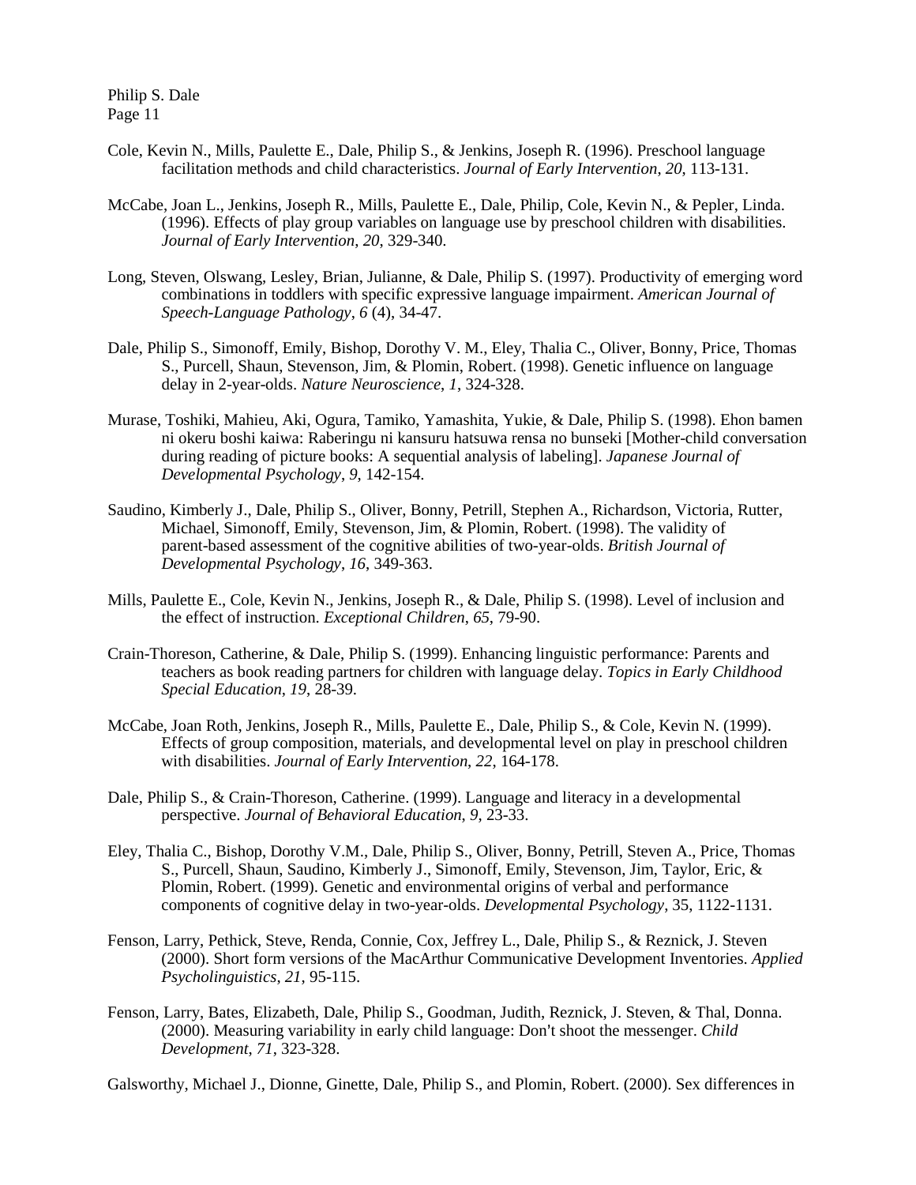Cole, Kevin N., Mills, Paulette E., Dale, Philip S., & Jenkins, Joseph R. (1996). Preschool language facilitation methods and child characteristics. *Journal of Early Intervention*, *20*, 113-131.

McCabe, Joan L., Jenkins, Joseph R., Mills, Paulette E., Dale, Philip, Cole, Kevin N., & Pepler, Linda. (1996). Effects of play group variables on language use by preschool children with disabilities. *Journal of Early Intervention*, *20*, 329-340.

Long, Steven, Olswang, Lesley, Brian, Julianne, & Dale, Philip S. (1997). Productivity of emerging word combinations in toddlers with specific expressive language impairment. *American Journal of Speech-Language Pathology*, *6* (4), 34-47.

Dale, Philip S., Simonoff, Emily, Bishop, Dorothy V. M., Eley, Thalia C., Oliver, Bonny, Price, Thomas S., Purcell, Shaun, Stevenson, Jim, & Plomin, Robert. (1998). Genetic influence on language delay in 2-year-olds. *Nature Neuroscience*, *1*, 324-328.

Murase, Toshiki, Mahieu, Aki, Ogura, Tamiko, Yamashita, Yukie, & Dale, Philip S. (1998). Ehon bamen ni okeru boshi kaiwa: Raberingu ni kansuru hatsuwa rensa no bunseki [Mother-child conversation during reading of picture books: A sequential analysis of labeling]. *Japanese Journal of Developmental Psychology*, *9*, 142-154.

Saudino, Kimberly J., Dale, Philip S., Oliver, Bonny, Petrill, Stephen A., Richardson, Victoria, Rutter, Michael, Simonoff, Emily, Stevenson, Jim, & Plomin, Robert. (1998). The validity of parent-based assessment of the cognitive abilities of two-year-olds. *British Journal of Developmental Psychology*, *16*, 349-363.

Mills, Paulette E., Cole, Kevin N., Jenkins, Joseph R., & Dale, Philip S. (1998). Level of inclusion and the effect of instruction. *Exceptional Children*, *65*, 79-90.

Crain-Thoreson, Catherine, & Dale, Philip S. (1999). Enhancing linguistic performance: Parents and teachers as book reading partners for children with language delay. *Topics in Early Childhood Special Education*, *19*, 28-39.

McCabe, Joan Roth, Jenkins, Joseph R., Mills, Paulette E., Dale, Philip S., & Cole, Kevin N. (1999). Effects of group composition, materials, and developmental level on play in preschool children with disabilities. *Journal of Early Intervention*, *22*, 164-178.

Dale, Philip S., & Crain-Thoreson, Catherine. (1999). Language and literacy in a developmental perspective. *Journal of Behavioral Education*, *9*, 23-33.

Eley, Thalia C., Bishop, Dorothy V.M., Dale, Philip S., Oliver, Bonny, Petrill, Steven A., Price, Thomas S., Purcell, Shaun, Saudino, Kimberly J., Simonoff, Emily, Stevenson, Jim, Taylor, Eric, & Plomin, Robert. (1999). Genetic and environmental origins of verbal and performance components of cognitive delay in two-year-olds. *Developmental Psychology*, 35, 1122-1131.

Fenson, Larry, Pethick, Steve, Renda, Connie, Cox, Jeffrey L., Dale, Philip S., & Reznick, J. Steven (2000). Short form versions of the MacArthur Communicative Development Inventories. *Applied Psycholinguistics*, *21*, 95-115.

Fenson, Larry, Bates, Elizabeth, Dale, Philip S., Goodman, Judith, Reznick, J. Steven, & Thal, Donna. (2000). Measuring variability in early child language: Don't shoot the messenger. *Child Development*, *71*, 323-328.

Galsworthy, Michael J., Dionne, Ginette, Dale, Philip S., and Plomin, Robert. (2000). Sex differences in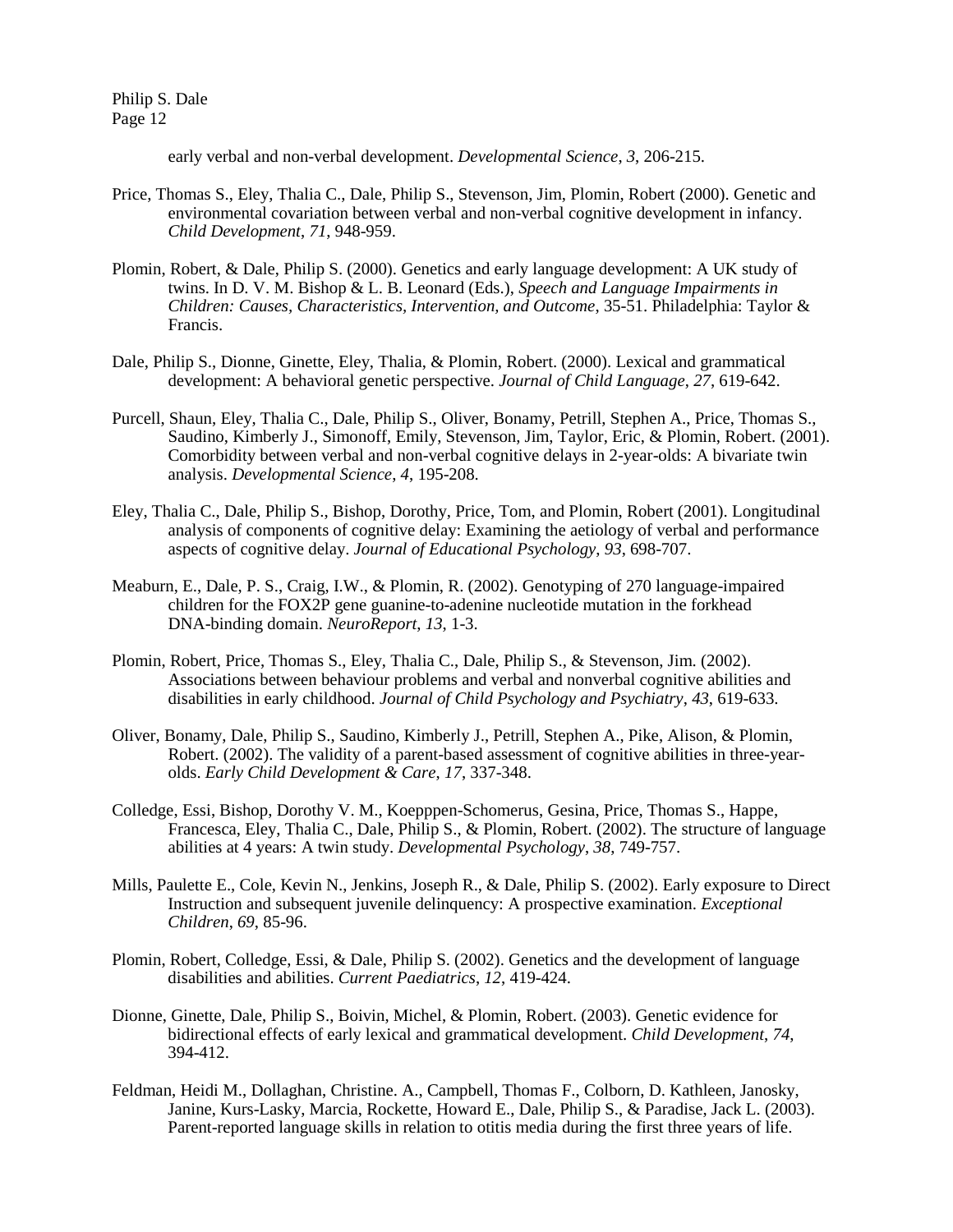early verbal and non-verbal development. *Developmental Science*, *3*, 206-215.

Price, Thomas S., Eley, Thalia C., Dale, Philip S., Stevenson, Jim, Plomin, Robert (2000). Genetic and environmental covariation between verbal and non-verbal cognitive development in infancy. *Child Development*, *71*, 948-959.

Plomin, Robert, & Dale, Philip S. (2000). Genetics and early language development: A UK study of twins. In D. V. M. Bishop & L. B. Leonard (Eds.), *Speech and Language Impairments in Children: Causes, Characteristics, Intervention, and Outcome*, 35-51. Philadelphia: Taylor & Francis.

Dale, Philip S., Dionne, Ginette, Eley, Thalia, & Plomin, Robert. (2000). Lexical and grammatical development: A behavioral genetic perspective. *Journal of Child Language*, *27*, 619-642.

Purcell, Shaun, Eley, Thalia C., Dale, Philip S., Oliver, Bonamy, Petrill, Stephen A., Price, Thomas S., Saudino, Kimberly J., Simonoff, Emily, Stevenson, Jim, Taylor, Eric, & Plomin, Robert. (2001). Comorbidity between verbal and non-verbal cognitive delays in 2-year-olds: A bivariate twin analysis. *Developmental Science*, *4*, 195-208.

Eley, Thalia C., Dale, Philip S., Bishop, Dorothy, Price, Tom, and Plomin, Robert (2001). Longitudinal analysis of components of cognitive delay: Examining the aetiology of verbal and performance aspects of cognitive delay. *Journal of Educational Psychology*, *93*, 698-707.

Meaburn, E., Dale, P. S., Craig, I.W., & Plomin, R. (2002). Genotyping of 270 language-impaired children for the FOX2P gene guanine-to-adenine nucleotide mutation in the forkhead DNA-binding domain. *NeuroReport*, *13*, 1-3.

Plomin, Robert, Price, Thomas S., Eley, Thalia C., Dale, Philip S., & Stevenson, Jim. (2002). Associations between behaviour problems and verbal and nonverbal cognitive abilities and disabilities in early childhood. *Journal of Child Psychology and Psychiatry*, *43*, 619-633.

Oliver, Bonamy, Dale, Philip S., Saudino, Kimberly J., Petrill, Stephen A., Pike, Alison, & Plomin, Robert. (2002). The validity of a parent-based assessment of cognitive abilities in three-year-olds. *Early Child Development & Care*, *17*, 337-348.

Colledge, Essi, Bishop, Dorothy V. M., Koepppen-Schomerus, Gesina, Price, Thomas S., Happe, Francesca, Eley, Thalia C., Dale, Philip S., & Plomin, Robert. (2002). The structure of language abilities at 4 years: A twin study. *Developmental Psychology*, *38*, 749-757.

Mills, Paulette E., Cole, Kevin N., Jenkins, Joseph R., & Dale, Philip S. (2002). Early exposure to Direct Instruction and subsequent juvenile delinquency: A prospective examination. *Exceptional Children*, *69*, 85-96.

Plomin, Robert, Colledge, Essi, & Dale, Philip S. (2002). Genetics and the development of language disabilities and abilities. *Current Paediatrics*, *12*, 419-424.

Dionne, Ginette, Dale, Philip S., Boivin, Michel, & Plomin, Robert. (2003). Genetic evidence for bidirectional effects of early lexical and grammatical development. *Child Development*, *74*, 394-412.

Feldman, Heidi M., Dollaghan, Christine. A., Campbell, Thomas F., Colborn, D. Kathleen, Janosky, Janine, Kurs-Lasky, Marcia, Rockette, Howard E., Dale, Philip S., & Paradise, Jack L. (2003). Parent-reported language skills in relation to otitis media during the first three years of life.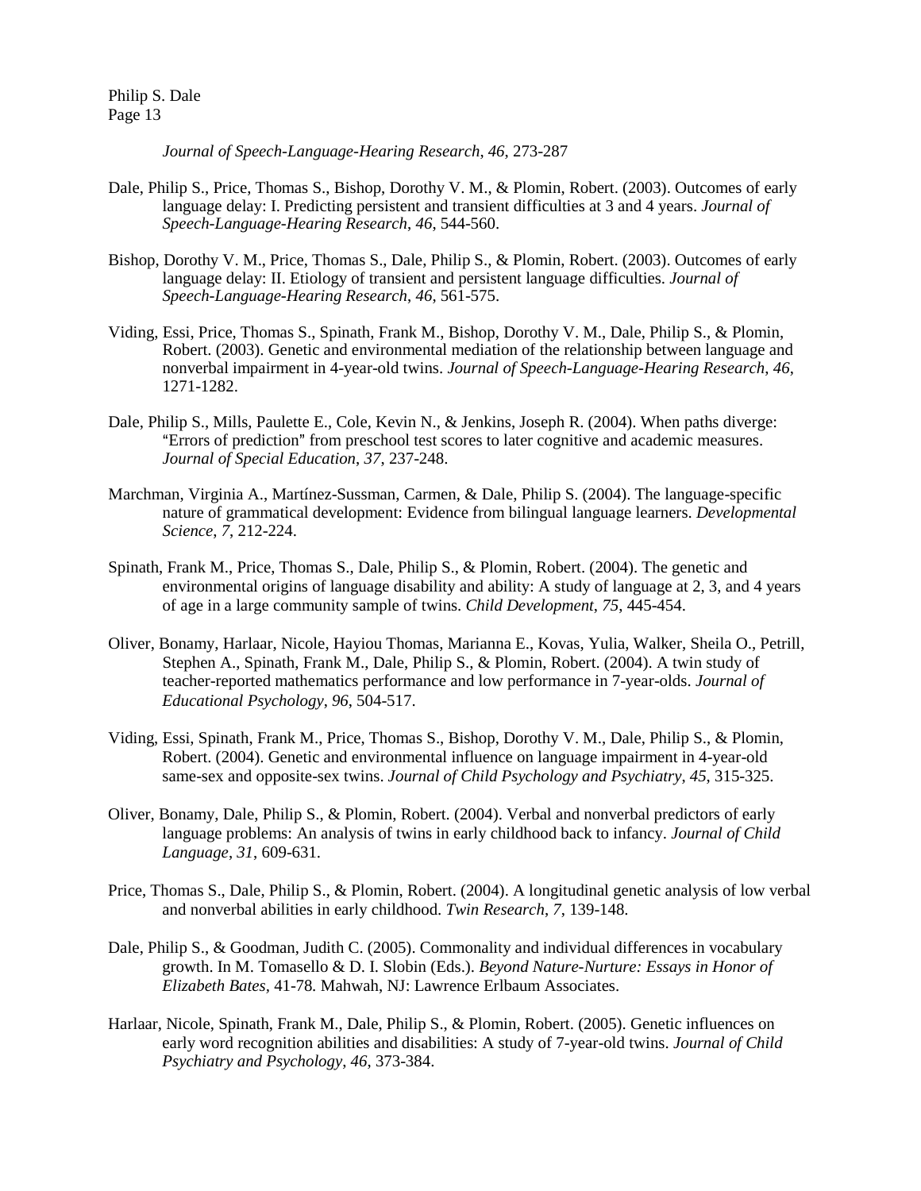*Journal of Speech-Language-Hearing Research*, *46*, 273-287

Dale, Philip S., Price, Thomas S., Bishop, Dorothy V. M., & Plomin, Robert. (2003). Outcomes of early language delay: I. Predicting persistent and transient difficulties at 3 and 4 years. *Journal of Speech-Language-Hearing Research*, *46*, 544-560.

Bishop, Dorothy V. M., Price, Thomas S., Dale, Philip S., & Plomin, Robert. (2003). Outcomes of early language delay: II. Etiology of transient and persistent language difficulties. *Journal of Speech-Language-Hearing Research*, *46*, 561-575.

Viding, Essi, Price, Thomas S., Spinath, Frank M., Bishop, Dorothy V. M., Dale, Philip S., & Plomin, Robert. (2003). Genetic and environmental mediation of the relationship between language and nonverbal impairment in 4-year-old twins. *Journal of Speech-Language-Hearing Research*, *46*, 1271-1282.

Dale, Philip S., Mills, Paulette E., Cole, Kevin N., & Jenkins, Joseph R. (2004). When paths diverge: "Errors of prediction" from preschool test scores to later cognitive and academic measures. *Journal of Special Education*, *37*, 237-248.

Marchman, Virginia A., Martínez-Sussman, Carmen, & Dale, Philip S. (2004). The language-specific nature of grammatical development: Evidence from bilingual language learners. *Developmental Science*, *7*, 212-224.

Spinath, Frank M., Price, Thomas S., Dale, Philip S., & Plomin, Robert. (2004). The genetic and environmental origins of language disability and ability: A study of language at 2, 3, and 4 years of age in a large community sample of twins. *Child Development*, *75*, 445-454.

Oliver, Bonamy, Harlaar, Nicole, Hayiou Thomas, Marianna E., Kovas, Yulia, Walker, Sheila O., Petrill, Stephen A., Spinath, Frank M., Dale, Philip S., & Plomin, Robert. (2004). A twin study of teacher-reported mathematics performance and low performance in 7-year-olds. *Journal of Educational Psychology*, *96*, 504-517.

Viding, Essi, Spinath, Frank M., Price, Thomas S., Bishop, Dorothy V. M., Dale, Philip S., & Plomin, Robert. (2004). Genetic and environmental influence on language impairment in 4-year-old same-sex and opposite-sex twins. *Journal of Child Psychology and Psychiatry*, *45*, 315-325.

Oliver, Bonamy, Dale, Philip S., & Plomin, Robert. (2004). Verbal and nonverbal predictors of early language problems: An analysis of twins in early childhood back to infancy. *Journal of Child Language*, *31*, 609-631.

Price, Thomas S., Dale, Philip S., & Plomin, Robert. (2004). A longitudinal genetic analysis of low verbal and nonverbal abilities in early childhood. *Twin Research*, *7*, 139-148.

Dale, Philip S., & Goodman, Judith C. (2005). Commonality and individual differences in vocabulary growth. In M. Tomasello & D. I. Slobin (Eds.). *Beyond Nature-Nurture: Essays in Honor of Elizabeth Bates*, 41-78. Mahwah, NJ: Lawrence Erlbaum Associates.

Harlaar, Nicole, Spinath, Frank M., Dale, Philip S., & Plomin, Robert. (2005). Genetic influences on early word recognition abilities and disabilities: A study of 7-year-old twins. *Journal of Child Psychiatry and Psychology*, *46*, 373-384.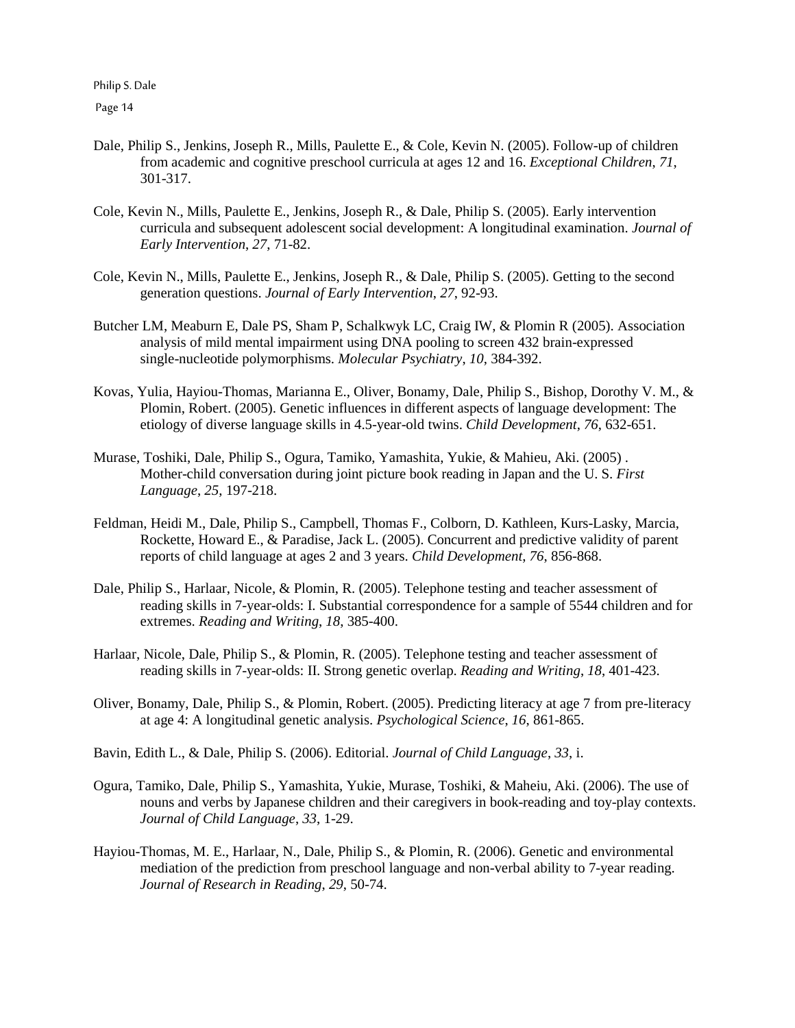Dale, Philip S., Jenkins, Joseph R., Mills, Paulette E., & Cole, Kevin N. (2005). Follow-up of children from academic and cognitive preschool curricula at ages 12 and 16. *Exceptional Children*, *71*, 301-317.

Cole, Kevin N., Mills, Paulette E., Jenkins, Joseph R., & Dale, Philip S. (2005). Early intervention curricula and subsequent adolescent social development: A longitudinal examination. *Journal of Early Intervention*, *27*, 71-82.

Cole, Kevin N., Mills, Paulette E., Jenkins, Joseph R., & Dale, Philip S. (2005). Getting to the second generation questions. *Journal of Early Intervention*, *27*, 92-93.

Butcher LM, Meaburn E, Dale PS, Sham P, Schalkwyk LC, Craig IW, & Plomin R (2005). Association analysis of mild mental impairment using DNA pooling to screen 432 brain-expressed single-nucleotide polymorphisms. *Molecular Psychiatry*, *10*, 384-392.

Kovas, Yulia, Hayiou-Thomas, Marianna E., Oliver, Bonamy, Dale, Philip S., Bishop, Dorothy V. M., & Plomin, Robert. (2005). Genetic influences in different aspects of language development: The etiology of diverse language skills in 4.5-year-old twins. *Child Development*, *76*, 632-651.

Murase, Toshiki, Dale, Philip S., Ogura, Tamiko, Yamashita, Yukie, & Mahieu, Aki. (2005) . Mother-child conversation during joint picture book reading in Japan and the U. S. *First Language*, *25*, 197-218.

Feldman, Heidi M., Dale, Philip S., Campbell, Thomas F., Colborn, D. Kathleen, Kurs-Lasky, Marcia, Rockette, Howard E., & Paradise, Jack L. (2005). Concurrent and predictive validity of parent reports of child language at ages 2 and 3 years. *Child Development*, *76*, 856-868.

Dale, Philip S., Harlaar, Nicole, & Plomin, R. (2005). Telephone testing and teacher assessment of reading skills in 7-year-olds: I. Substantial correspondence for a sample of 5544 children and for extremes. *Reading and Writing*, *18*, 385-400.

Harlaar, Nicole, Dale, Philip S., & Plomin, R. (2005). Telephone testing and teacher assessment of reading skills in 7-year-olds: II. Strong genetic overlap. *Reading and Writing*, *18*, 401-423.

Oliver, Bonamy, Dale, Philip S., & Plomin, Robert. (2005). Predicting literacy at age 7 from pre-literacy at age 4: A longitudinal genetic analysis. *Psychological Science*, *16*, 861-865.

Bavin, Edith L., & Dale, Philip S. (2006). Editorial. *Journal of Child Language*, *33*, i.

Ogura, Tamiko, Dale, Philip S., Yamashita, Yukie, Murase, Toshiki, & Maheiu, Aki. (2006). The use of nouns and verbs by Japanese children and their caregivers in book-reading and toy-play contexts. *Journal of Child Language*, *33*, 1-29.

Hayiou-Thomas, M. E., Harlaar, N., Dale, Philip S., & Plomin, R. (2006). Genetic and environmental mediation of the prediction from preschool language and non-verbal ability to 7-year reading. *Journal of Research in Reading*, *29*, 50-74.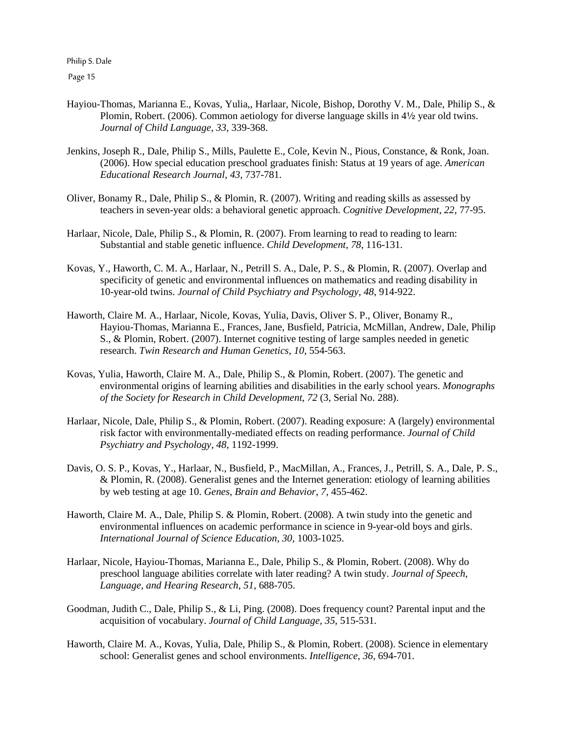Hayiou-Thomas, Marianna E., Kovas, Yulia,, Harlaar, Nicole, Bishop, Dorothy V. M., Dale, Philip S., & Plomin, Robert. (2006). Common aetiology for diverse language skills in 4½ year old twins. *Journal of Child Language*, *33*, 339-368.

Jenkins, Joseph R., Dale, Philip S., Mills, Paulette E., Cole, Kevin N., Pious, Constance, & Ronk, Joan. (2006). How special education preschool graduates finish: Status at 19 years of age. *American Educational Research Journal*, *43*, 737-781.

Oliver, Bonamy R., Dale, Philip S., & Plomin, R. (2007). Writing and reading skills as assessed by teachers in seven-year olds: a behavioral genetic approach. *Cognitive Development*, *22*, 77-95.

Harlaar, Nicole, Dale, Philip S., & Plomin, R. (2007). From learning to read to reading to learn: Substantial and stable genetic influence. *Child Development*, *78*, 116-131.

Kovas, Y., Haworth, C. M. A., Harlaar, N., Petrill S. A., Dale, P. S., & Plomin, R. (2007). Overlap and specificity of genetic and environmental influences on mathematics and reading disability in 10-year-old twins. *Journal of Child Psychiatry and Psychology, 48,* 914-922.

Haworth, Claire M. A., Harlaar, Nicole, Kovas, Yulia, Davis, Oliver S. P., Oliver, Bonamy R., Hayiou-Thomas, Marianna E., Frances, Jane, Busfield, Patricia, McMillan, Andrew, Dale, Philip S., & Plomin, Robert. (2007). Internet cognitive testing of large samples needed in genetic research. *Twin Research and Human Genetics*, *10*, 554-563.

Kovas, Yulia, Haworth, Claire M. A., Dale, Philip S., & Plomin, Robert. (2007). The genetic and environmental origins of learning abilities and disabilities in the early school years. *Monographs of the Society for Research in Child Development*, *72* (3, Serial No. 288).

Harlaar, Nicole, Dale, Philip S., & Plomin, Robert. (2007). Reading exposure: A (largely) environmental risk factor with environmentally-mediated effects on reading performance. *Journal of Child Psychiatry and Psychology*, *48*, 1192-1999.

Davis, O. S. P., Kovas, Y., Harlaar, N., Busfield, P., MacMillan, A., Frances, J., Petrill, S. A., Dale, P. S., & Plomin, R. (2008). Generalist genes and the Internet generation: etiology of learning abilities by web testing at age 10. *Genes, Brain and Behavior*, *7*, 455-462.

Haworth, Claire M. A., Dale, Philip S. & Plomin, Robert. (2008). A twin study into the genetic and environmental influences on academic performance in science in 9-year-old boys and girls. *International Journal of Science Education*, *30*, 1003-1025.

Harlaar, Nicole, Hayiou-Thomas, Marianna E., Dale, Philip S., & Plomin, Robert. (2008). Why do preschool language abilities correlate with later reading? A twin study. *Journal of Speech, Language, and Hearing Research*, *51*, 688-705.

Goodman, Judith C., Dale, Philip S., & Li, Ping. (2008). Does frequency count? Parental input and the acquisition of vocabulary. *Journal of Child Language*, *35*, 515-531.

Haworth, Claire M. A., Kovas, Yulia, Dale, Philip S., & Plomin, Robert. (2008). Science in elementary school: Generalist genes and school environments. *Intelligence, 36*, 694-701.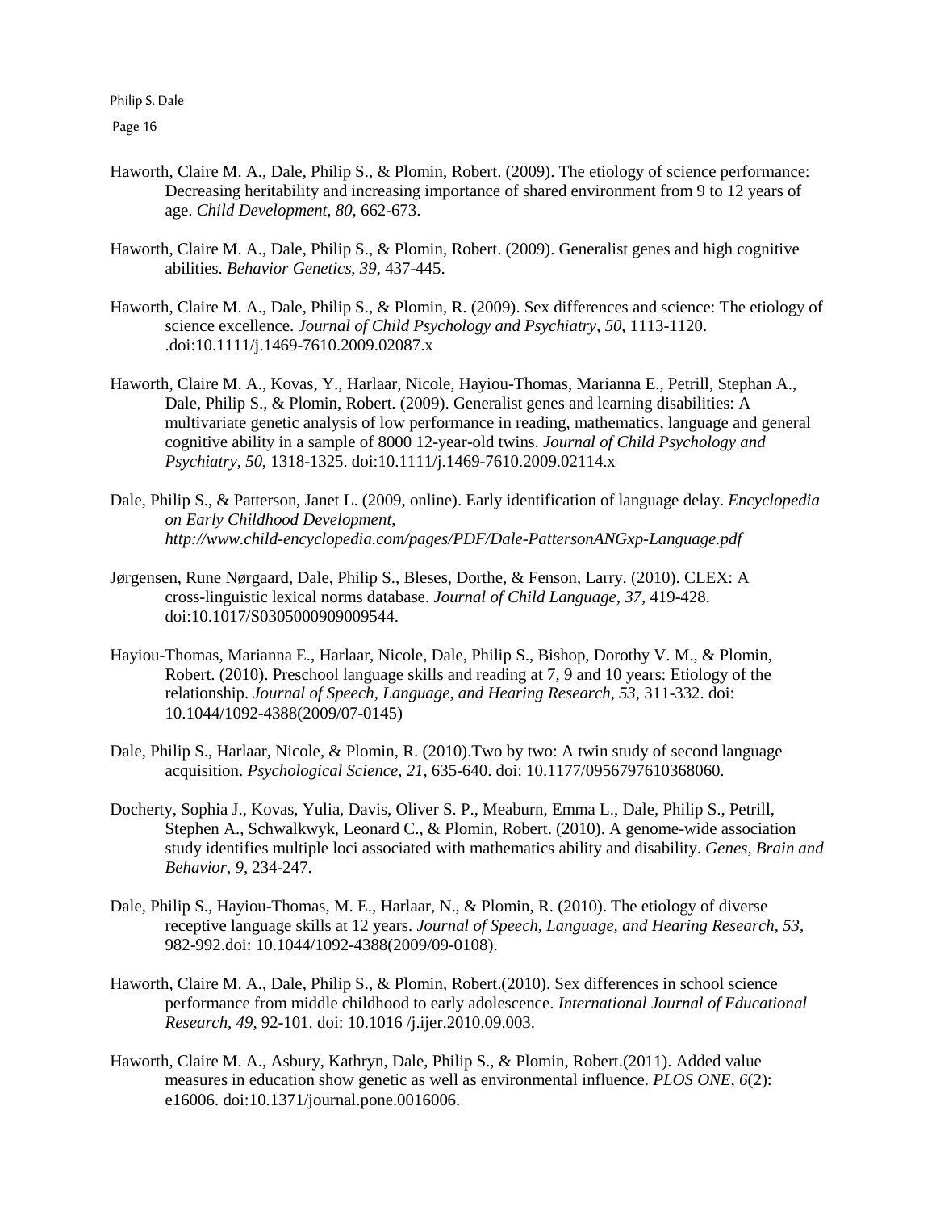Haworth, Claire M. A., Dale, Philip S., & Plomin, Robert. (2009). The etiology of science performance: Decreasing heritability and increasing importance of shared environment from 9 to 12 years of age. *Child Development, 80*, 662-673.

Haworth, Claire M. A., Dale, Philip S., & Plomin, Robert. (2009). Generalist genes and high cognitive abilities. *Behavior Genetics*, *39*, 437-445.

Haworth, Claire M. A., Dale, Philip S., & Plomin, R. (2009). Sex differences and science: The etiology of science excellence. *Journal of Child Psychology and Psychiatry*, *50*, 1113-1120. .doi:10.1111/j.1469-7610.2009.02087.x

Haworth, Claire M. A., Kovas, Y., Harlaar, Nicole, Hayiou-Thomas, Marianna E., Petrill, Stephan A., Dale, Philip S., & Plomin, Robert. (2009). Generalist genes and learning disabilities: A multivariate genetic analysis of low performance in reading, mathematics, language and general cognitive ability in a sample of 8000 12-year-old twins. *Journal of Child Psychology and Psychiatry*, *50*, 1318-1325. doi:10.1111/j.1469-7610.2009.02114.x

Dale, Philip S., & Patterson, Janet L. (2009, online). Early identification of language delay. *Encyclopedia on Early Childhood Development*, *http://www.child-encyclopedia.com/pages/PDF/Dale-PattersonANGxp-Language.pdf*

Jørgensen, Rune Nørgaard, Dale, Philip S., Bleses, Dorthe, & Fenson, Larry. (2010). CLEX: A cross-linguistic lexical norms database. *Journal of Child Language*, *37*, 419-428. doi:10.1017/S0305000909009544.

Hayiou-Thomas, Marianna E., Harlaar, Nicole, Dale, Philip S., Bishop, Dorothy V. M., & Plomin, Robert. (2010). Preschool language skills and reading at 7, 9 and 10 years: Etiology of the relationship. *Journal of Speech, Language, and Hearing Research*, *53*, 311-332. doi: 10.1044/1092-4388(2009/07-0145)

Dale, Philip S., Harlaar, Nicole, & Plomin, R. (2010).Two by two: A twin study of second language acquisition. *Psychological Science*, *21*, 635-640. doi: 10.1177/0956797610368060.

Docherty, Sophia J., Kovas, Yulia, Davis, Oliver S. P., Meaburn, Emma L., Dale, Philip S., Petrill, Stephen A., Schwalkwyk, Leonard C., & Plomin, Robert. (2010). A genome-wide association study identifies multiple loci associated with mathematics ability and disability. *Genes, Brain and Behavior*, *9*, 234-247.

Dale, Philip S., Hayiou-Thomas, M. E., Harlaar, N., & Plomin, R. (2010). The etiology of diverse receptive language skills at 12 years. *Journal of Speech, Language, and Hearing Research*, *53*, 982-992.doi: 10.1044/1092-4388(2009/09-0108).

Haworth, Claire M. A., Dale, Philip S., & Plomin, Robert.(2010). Sex differences in school science performance from middle childhood to early adolescence. *International Journal of Educational Research*, *49*, 92-101. doi: 10.1016 /j.ijer.2010.09.003.

Haworth, Claire M. A., Asbury, Kathryn, Dale, Philip S., & Plomin, Robert.(2011). Added value measures in education show genetic as well as environmental influence. *PLOS ONE*, *6*(2): e16006. doi:10.1371/journal.pone.0016006.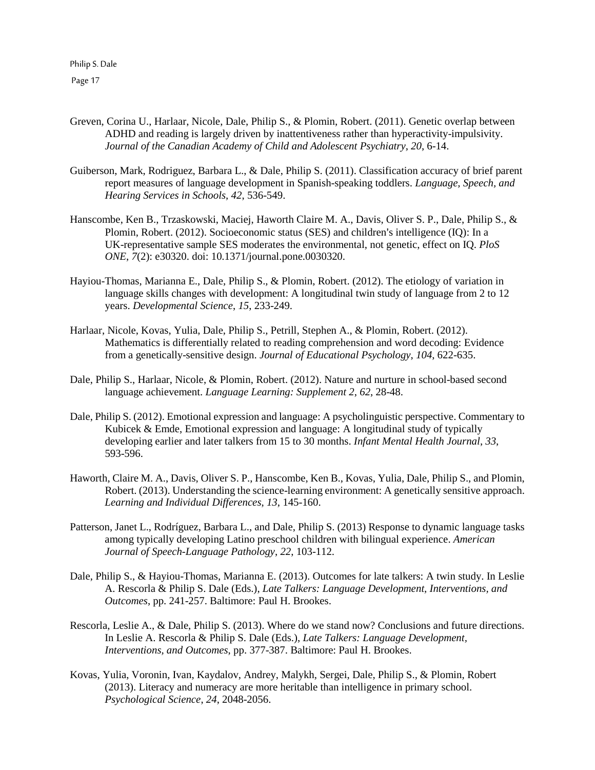Greven, Corina U., Harlaar, Nicole, Dale, Philip S., & Plomin, Robert. (2011). Genetic overlap between ADHD and reading is largely driven by inattentiveness rather than hyperactivity-impulsivity. *Journal of the Canadian Academy of Child and Adolescent Psychiatry*, *20*, 6-14.

Guiberson, Mark, Rodriguez, Barbara L., & Dale, Philip S. (2011). Classification accuracy of brief parent report measures of language development in Spanish-speaking toddlers. *Language, Speech, and Hearing Services in Schools*, *42*, 536-549.

Hanscombe, Ken B., Trzaskowski, Maciej, Haworth Claire M. A., Davis, Oliver S. P., Dale, Philip S., & Plomin, Robert. (2012). Socioeconomic status (SES) and children's intelligence (IQ): In a UK-representative sample SES moderates the environmental, not genetic, effect on IQ. *PloS ONE*, *7*(2): e30320. doi: 10.1371/journal.pone.0030320.

Hayiou-Thomas, Marianna E., Dale, Philip S., & Plomin, Robert. (2012). The etiology of variation in language skills changes with development: A longitudinal twin study of language from 2 to 12 years. *Developmental Science*, *15*, 233-249.

Harlaar, Nicole, Kovas, Yulia, Dale, Philip S., Petrill, Stephen A., & Plomin, Robert. (2012). Mathematics is differentially related to reading comprehension and word decoding: Evidence from a genetically-sensitive design. *Journal of Educational Psychology*, *104*, 622-635.

Dale, Philip S., Harlaar, Nicole, & Plomin, Robert. (2012). Nature and nurture in school-based second language achievement. *Language Learning: Supplement 2*, *62*, 28-48.

Dale, Philip S. (2012). Emotional expression and language: A psycholinguistic perspective. Commentary to Kubicek & Emde, Emotional expression and language: A longitudinal study of typically developing earlier and later talkers from 15 to 30 months. *Infant Mental Health Journal*, *33*, 593-596.

Haworth, Claire M. A., Davis, Oliver S. P., Hanscombe, Ken B., Kovas, Yulia, Dale, Philip S., and Plomin, Robert. (2013). Understanding the science-learning environment: A genetically sensitive approach. *Learning and Individual Differences*, *13*, 145-160.

Patterson, Janet L., Rodríguez, Barbara L., and Dale, Philip S. (2013) Response to dynamic language tasks among typically developing Latino preschool children with bilingual experience. *American Journal of Speech-Language Pathology*, *22*, 103-112.

Dale, Philip S., & Hayiou-Thomas, Marianna E. (2013). Outcomes for late talkers: A twin study. In Leslie A. Rescorla & Philip S. Dale (Eds.), *Late Talkers: Language Development, Interventions, and Outcomes*, pp. 241-257. Baltimore: Paul H. Brookes.

Rescorla, Leslie A., & Dale, Philip S. (2013). Where do we stand now? Conclusions and future directions. In Leslie A. Rescorla & Philip S. Dale (Eds.), *Late Talkers: Language Development, Interventions, and Outcomes*, pp. 377-387. Baltimore: Paul H. Brookes.

Kovas, Yulia, Voronin, Ivan, Kaydalov, Andrey, Malykh, Sergei, Dale, Philip S., & Plomin, Robert (2013). Literacy and numeracy are more heritable than intelligence in primary school. *Psychological Science*, *24*, 2048-2056.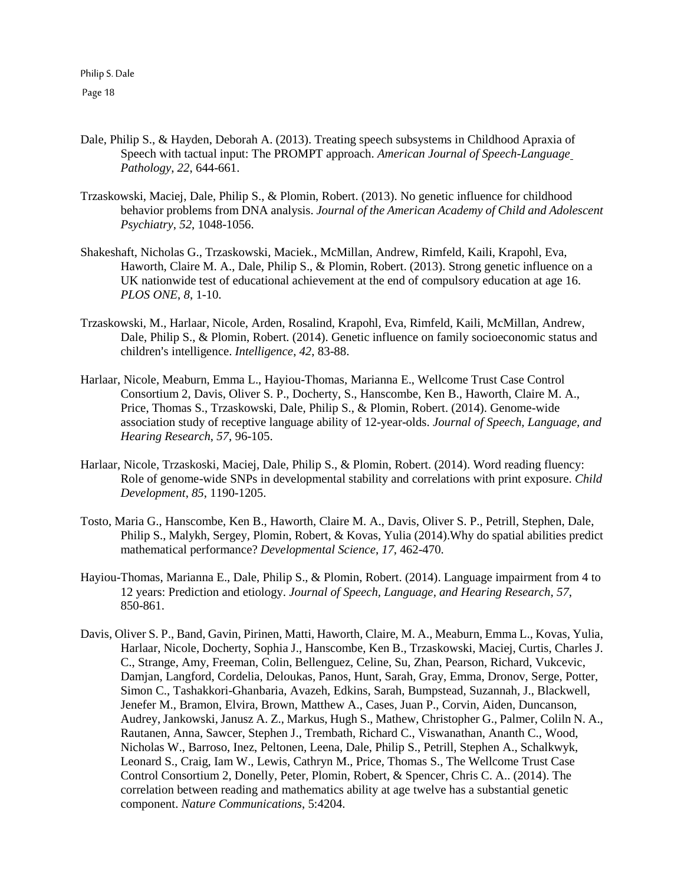Dale, Philip S., & Hayden, Deborah A. (2013). Treating speech subsystems in Childhood Apraxia of Speech with tactual input: The PROMPT approach. *American Journal of Speech-Language Pathology*, *22*, 644-661.

Trzaskowski, Maciej, Dale, Philip S., & Plomin, Robert. (2013). No genetic influence for childhood behavior problems from DNA analysis. *Journal of the American Academy of Child and Adolescent Psychiatry*, *52*, 1048-1056.

Shakeshaft, Nicholas G., Trzaskowski, Maciek., McMillan, Andrew, Rimfeld, Kaili, Krapohl, Eva, Haworth, Claire M. A., Dale, Philip S., & Plomin, Robert. (2013). Strong genetic influence on a UK nationwide test of educational achievement at the end of compulsory education at age 16. *PLOS ONE*, *8*, 1-10.

Trzaskowski, M., Harlaar, Nicole, Arden, Rosalind, Krapohl, Eva, Rimfeld, Kaili, McMillan, Andrew, Dale, Philip S., & Plomin, Robert. (2014). Genetic influence on family socioeconomic status and children's intelligence. *Intelligence, 42*, 83-88.

Harlaar, Nicole, Meaburn, Emma L., Hayiou-Thomas, Marianna E., Wellcome Trust Case Control Consortium 2, Davis, Oliver S. P., Docherty, S., Hanscombe, Ken B., Haworth, Claire M. A., Price, Thomas S., Trzaskowski, Dale, Philip S., & Plomin, Robert. (2014). Genome-wide association study of receptive language ability of 12-year-olds. *Journal of Speech, Language, and Hearing Research*, *57*, 96-105.

Harlaar, Nicole, Trzaskoski, Maciej, Dale, Philip S., & Plomin, Robert. (2014). Word reading fluency: Role of genome-wide SNPs in developmental stability and correlations with print exposure. *Child Development, 85*, 1190-1205.

Tosto, Maria G., Hanscombe, Ken B., Haworth, Claire M. A., Davis, Oliver S. P., Petrill, Stephen, Dale, Philip S., Malykh, Sergey, Plomin, Robert, & Kovas, Yulia (2014).Why do spatial abilities predict mathematical performance? *Developmental Science, 17*, 462-470.

Hayiou-Thomas, Marianna E., Dale, Philip S., & Plomin, Robert. (2014). Language impairment from 4 to 12 years: Prediction and etiology. *Journal of Speech, Language, and Hearing Research*, *57*, 850-861.

Davis, Oliver S. P., Band, Gavin, Pirinen, Matti, Haworth, Claire, M. A., Meaburn, Emma L., Kovas, Yulia, Harlaar, Nicole, Docherty, Sophia J., Hanscombe, Ken B., Trzaskowski, Maciej, Curtis, Charles J. C., Strange, Amy, Freeman, Colin, Bellenguez, Celine, Su, Zhan, Pearson, Richard, Vukcevic, Damjan, Langford, Cordelia, Deloukas, Panos, Hunt, Sarah, Gray, Emma, Dronov, Serge, Potter, Simon C., Tashakkori-Ghanbaria, Avazeh, Edkins, Sarah, Bumpstead, Suzannah, J., Blackwell, Jenefer M., Bramon, Elvira, Brown, Matthew A., Cases, Juan P., Corvin, Aiden, Duncanson, Audrey, Jankowski, Janusz A. Z., Markus, Hugh S., Mathew, Christopher G., Palmer, Coliln N. A., Rautanen, Anna, Sawcer, Stephen J., Trembath, Richard C., Viswanathan, Ananth C., Wood, Nicholas W., Barroso, Inez, Peltonen, Leena, Dale, Philip S., Petrill, Stephen A., Schalkwyk, Leonard S., Craig, Iam W., Lewis, Cathryn M., Price, Thomas S., The Wellcome Trust Case Control Consortium 2, Donelly, Peter, Plomin, Robert, & Spencer, Chris C. A.. (2014). The correlation between reading and mathematics ability at age twelve has a substantial genetic component. *Nature Communications*, 5:4204.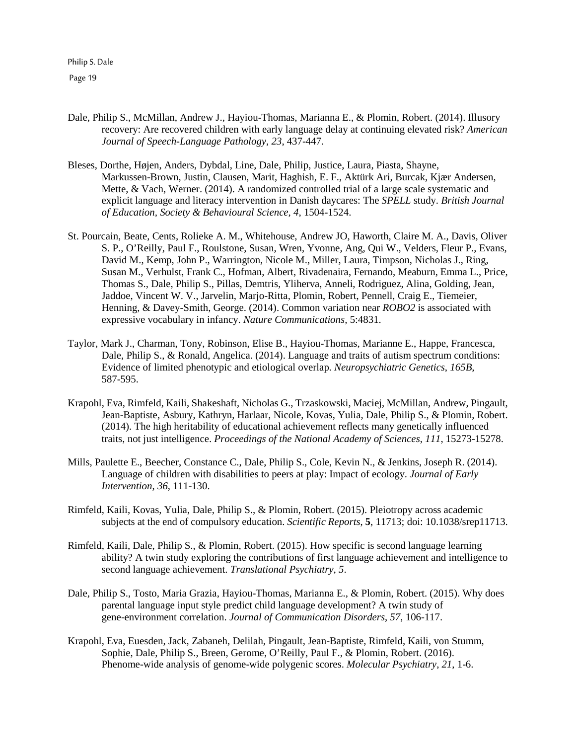Dale, Philip S., McMillan, Andrew J., Hayiou-Thomas, Marianna E., & Plomin, Robert. (2014). Illusory recovery: Are recovered children with early language delay at continuing elevated risk? *American Journal of Speech-Language Pathology*, *23*, 437-447.

Bleses, Dorthe, Højen, Anders, Dybdal, Line, Dale, Philip, Justice, Laura, Piasta, Shayne, Markussen-Brown, Justin, Clausen, Marit, Haghish, E. F., Aktürk Ari, Burcak, Kjær Andersen, Mette, & Vach, Werner. (2014). A randomized controlled trial of a large scale systematic and explicit language and literacy intervention in Danish daycares: The *SPELL* study. *British Journal of Education, Society & Behavioural Science, 4*, 1504-1524.

St. Pourcain, Beate, Cents, Rolieke A. M., Whitehouse, Andrew JO, Haworth, Claire M. A., Davis, Oliver S. P., O'Reilly, Paul F., Roulstone, Susan, Wren, Yvonne, Ang, Qui W., Velders, Fleur P., Evans, David M., Kemp, John P., Warrington, Nicole M., Miller, Laura, Timpson, Nicholas J., Ring, Susan M., Verhulst, Frank C., Hofman, Albert, Rivadenaira, Fernando, Meaburn, Emma L., Price, Thomas S., Dale, Philip S., Pillas, Demtris, Yliherva, Anneli, Rodriguez, Alina, Golding, Jean, Jaddoe, Vincent W. V., Jarvelin, Marjo-Ritta, Plomin, Robert, Pennell, Craig E., Tiemeier, Henning, & Davey-Smith, George. (2014). Common variation near *ROBO2* is associated with expressive vocabulary in infancy. *Nature Communications*, 5:4831.

Taylor, Mark J., Charman, Tony, Robinson, Elise B., Hayiou-Thomas, Marianne E., Happe, Francesca, Dale, Philip S., & Ronald, Angelica. (2014). Language and traits of autism spectrum conditions: Evidence of limited phenotypic and etiological overlap. *Neuropsychiatric Genetics*, *165B*, 587-595.

Krapohl, Eva, Rimfeld, Kaili, Shakeshaft, Nicholas G., Trzaskowski, Maciej, McMillan, Andrew, Pingault, Jean-Baptiste, Asbury, Kathryn, Harlaar, Nicole, Kovas, Yulia, Dale, Philip S., & Plomin, Robert. (2014). The high heritability of educational achievement reflects many genetically influenced traits, not just intelligence. *Proceedings of the National Academy of Sciences*, *111*, 15273-15278.

Mills, Paulette E., Beecher, Constance C., Dale, Philip S., Cole, Kevin N., & Jenkins, Joseph R. (2014). Language of children with disabilities to peers at play: Impact of ecology. *Journal of Early Intervention*, *36*, 111-130.

Rimfeld, Kaili, Kovas, Yulia, Dale, Philip S., & Plomin, Robert. (2015). Pleiotropy across academic subjects at the end of compulsory education. *Scientific Reports*, **5**, 11713; doi: 10.1038/srep11713.

Rimfeld, Kaili, Dale, Philip S., & Plomin, Robert. (2015). How specific is second language learning ability? A twin study exploring the contributions of first language achievement and intelligence to second language achievement. *Translational Psychiatry*, *5*.

Dale, Philip S., Tosto, Maria Grazia, Hayiou-Thomas, Marianna E., & Plomin, Robert. (2015). Why does parental language input style predict child language development? A twin study of gene-environment correlation. *Journal of Communication Disorders*, *57*, 106-117.

Krapohl, Eva, Euesden, Jack, Zabaneh, Delilah, Pingault, Jean-Baptiste, Rimfeld, Kaili, von Stumm, Sophie, Dale, Philip S., Breen, Gerome, O'Reilly, Paul F., & Plomin, Robert. (2016). Phenome-wide analysis of genome-wide polygenic scores. *Molecular Psychiatry*, *21*, 1-6.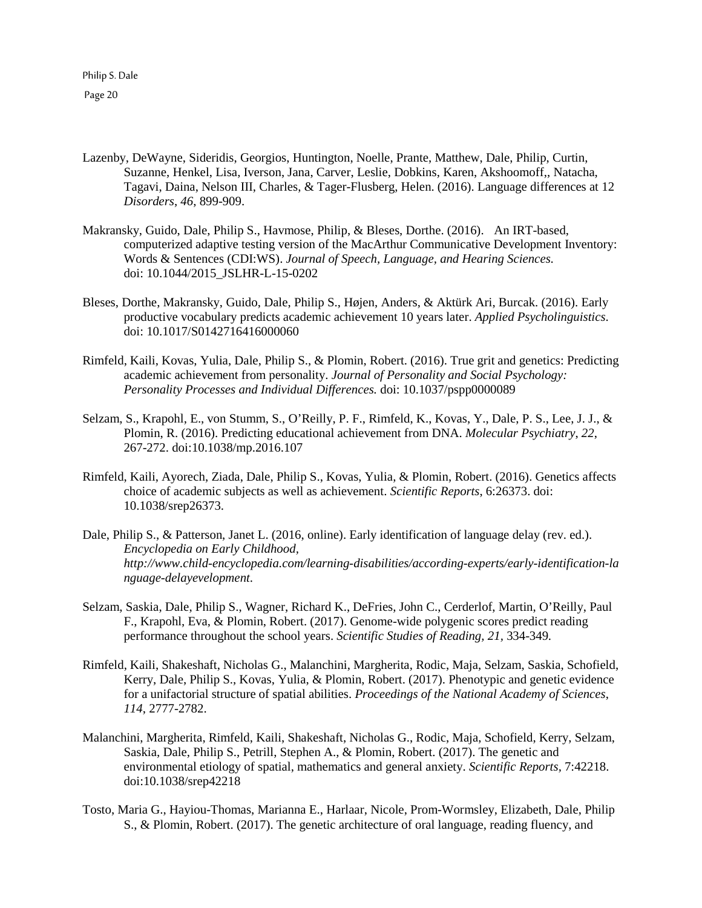Lazenby, DeWayne, Sideridis, Georgios, Huntington, Noelle, Prante, Matthew, Dale, Philip, Curtin, Suzanne, Henkel, Lisa, Iverson, Jana, Carver, Leslie, Dobkins, Karen, Akshoomoff,, Natacha, Tagavi, Daina, Nelson III, Charles, & Tager-Flusberg, Helen. (2016). Language differences at 12 *Disorders*, *46*, 899-909.

Makransky, Guido, Dale, Philip S., Havmose, Philip, & Bleses, Dorthe. (2016). An IRT-based, computerized adaptive testing version of the MacArthur Communicative Development Inventory: Words & Sentences (CDI:WS). *Journal of Speech, Language, and Hearing Sciences.* doi: 10.1044/2015_JSLHR-L-15-0202

Bleses, Dorthe, Makransky, Guido, Dale, Philip S., Højen, Anders, & Aktürk Ari, Burcak. (2016). Early productive vocabulary predicts academic achievement 10 years later. *Applied Psycholinguistics*. doi: 10.1017/S0142716416000060

Rimfeld, Kaili, Kovas, Yulia, Dale, Philip S., & Plomin, Robert. (2016). True grit and genetics: Predicting academic achievement from personality. *Journal of Personality and Social Psychology: Personality Processes and Individual Differences.* doi: 10.1037/pspp0000089

Selzam, S., Krapohl, E., von Stumm, S., O'Reilly, P. F., Rimfeld, K., Kovas, Y., Dale, P. S., Lee, J. J., & Plomin, R. (2016). Predicting educational achievement from DNA. *Molecular Psychiatry*, *22*, 267-272. doi:10.1038/mp.2016.107

Rimfeld, Kaili, Ayorech, Ziada, Dale, Philip S., Kovas, Yulia, & Plomin, Robert. (2016). Genetics affects choice of academic subjects as well as achievement. *Scientific Reports*, 6:26373. doi: 10.1038/srep26373.

Dale, Philip S., & Patterson, Janet L. (2016, online). Early identification of language delay (rev. ed.). *Encyclopedia on Early Childhood, http://www.child-encyclopedia.com/learning-disabilities/according-experts/early-identification-language-delayevelopment*.

Selzam, Saskia, Dale, Philip S., Wagner, Richard K., DeFries, John C., Cerderlof, Martin, O'Reilly, Paul F., Krapohl, Eva, & Plomin, Robert. (2017). Genome-wide polygenic scores predict reading performance throughout the school years. *Scientific Studies of Reading, 21,* 334-349.

Rimfeld, Kaili, Shakeshaft, Nicholas G., Malanchini, Margherita, Rodic, Maja, Selzam, Saskia, Schofield, Kerry, Dale, Philip S., Kovas, Yulia, & Plomin, Robert. (2017). Phenotypic and genetic evidence for a unifactorial structure of spatial abilities. *Proceedings of the National Academy of Sciences*, *114,* 2777-2782.

Malanchini, Margherita, Rimfeld, Kaili, Shakeshaft, Nicholas G., Rodic, Maja, Schofield, Kerry, Selzam, Saskia, Dale, Philip S., Petrill, Stephen A., & Plomin, Robert. (2017). The genetic and environmental etiology of spatial, mathematics and general anxiety. *Scientific Reports,* 7:42218. doi:10.1038/srep42218

Tosto, Maria G., Hayiou-Thomas, Marianna E., Harlaar, Nicole, Prom-Wormsley, Elizabeth, Dale, Philip S., & Plomin, Robert. (2017). The genetic architecture of oral language, reading fluency, and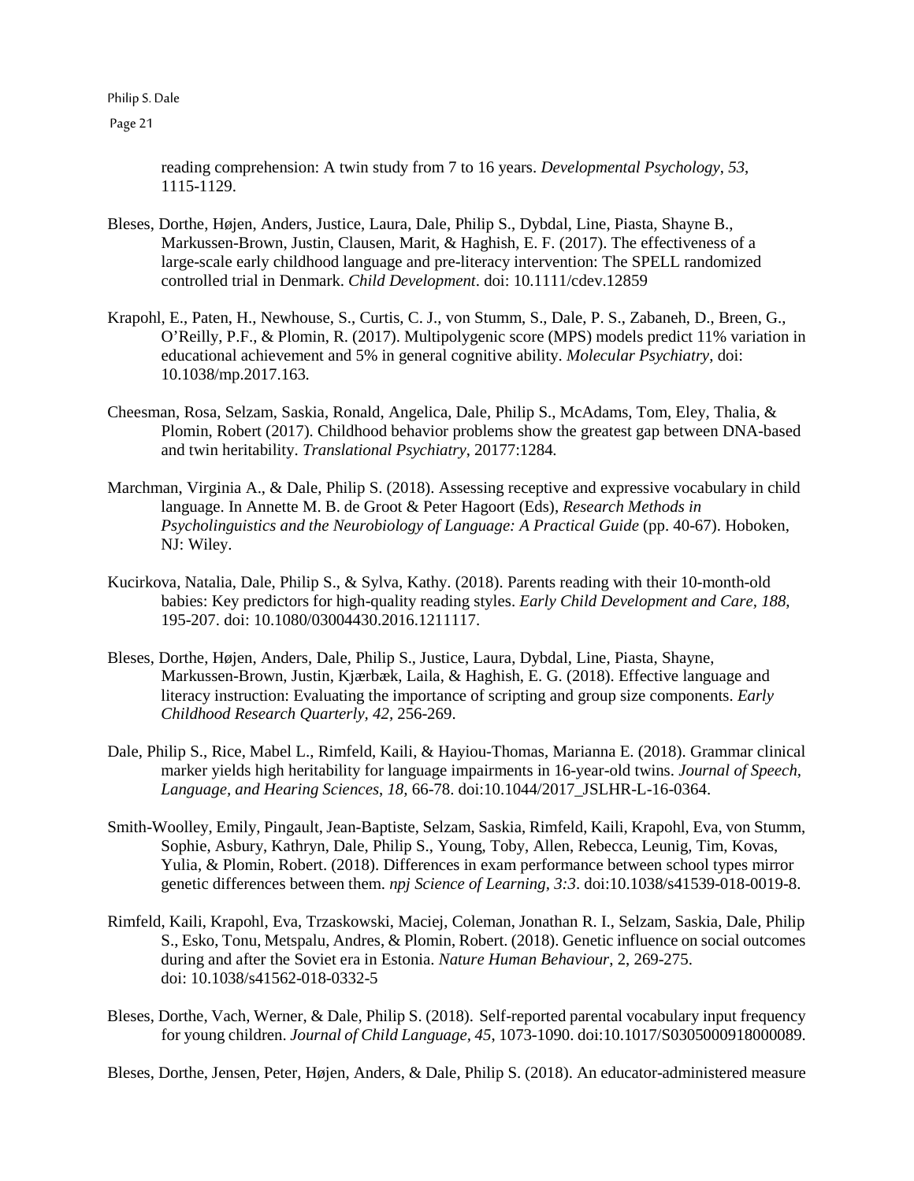reading comprehension: A twin study from 7 to 16 years. *Developmental Psychology*, *53*, 1115-1129.

Bleses, Dorthe, Højen, Anders, Justice, Laura, Dale, Philip S., Dybdal, Line, Piasta, Shayne B., Markussen-Brown, Justin, Clausen, Marit, & Haghish, E. F. (2017). The effectiveness of a large-scale early childhood language and pre-literacy intervention: The SPELL randomized controlled trial in Denmark. *Child Development*. doi: 10.1111/cdev.12859

Krapohl, E., Paten, H., Newhouse, S., Curtis, C. J., von Stumm, S., Dale, P. S., Zabaneh, D., Breen, G., O'Reilly, P.F., & Plomin, R. (2017). Multipolygenic score (MPS) models predict 11% variation in educational achievement and 5% in general cognitive ability. *Molecular Psychiatry*, doi: 10.1038/mp.2017.163*.*

Cheesman, Rosa, Selzam, Saskia, Ronald, Angelica, Dale, Philip S., McAdams, Tom, Eley, Thalia, & Plomin, Robert (2017). Childhood behavior problems show the greatest gap between DNA-based and twin heritability. *Translational Psychiatry*, 20177:1284*.*

Marchman, Virginia A., & Dale, Philip S. (2018). Assessing receptive and expressive vocabulary in child language. In Annette M. B. de Groot & Peter Hagoort (Eds), *Research Methods in Psycholinguistics and the Neurobiology of Language: A Practical Guide* (pp. 40-67). Hoboken, NJ: Wiley.

Kucirkova, Natalia, Dale, Philip S., & Sylva, Kathy. (2018). Parents reading with their 10-month-old babies: Key predictors for high-quality reading styles. *Early Child Development and Care, 188*, 195-207. doi: 10.1080/03004430.2016.1211117.

Bleses, Dorthe, Højen, Anders, Dale, Philip S., Justice, Laura, Dybdal, Line, Piasta, Shayne, Markussen-Brown, Justin, Kjærbæk, Laila, & Haghish, E. G. (2018). Effective language and literacy instruction: Evaluating the importance of scripting and group size components. *Early Childhood Research Quarterly, 42*, 256-269.

Dale, Philip S., Rice, Mabel L., Rimfeld, Kaili, & Hayiou-Thomas, Marianna E. (2018). Grammar clinical marker yields high heritability for language impairments in 16-year-old twins. *Journal of Speech, Language, and Hearing Sciences*, *18*, 66-78. doi:10.1044/2017_JSLHR-L-16-0364.

Smith-Woolley, Emily, Pingault, Jean-Baptiste, Selzam, Saskia, Rimfeld, Kaili, Krapohl, Eva, von Stumm, Sophie, Asbury, Kathryn, Dale, Philip S., Young, Toby, Allen, Rebecca, Leunig, Tim, Kovas, Yulia, & Plomin, Robert. (2018). Differences in exam performance between school types mirror genetic differences between them. *npj Science of Learning, 3:3*. doi:10.1038/s41539-018-0019-8.

Rimfeld, Kaili, Krapohl, Eva, Trzaskowski, Maciej, Coleman, Jonathan R. I., Selzam, Saskia, Dale, Philip S., Esko, Tonu, Metspalu, Andres, & Plomin, Robert. (2018). Genetic influence on social outcomes during and after the Soviet era in Estonia. *Nature Human Behaviour*, 2, 269-275. doi: 10.1038/s41562-018-0332-5

Bleses, Dorthe, Vach, Werner, & Dale, Philip S. (2018). Self-reported parental vocabulary input frequency for young children. *Journal of Child Language, 45*, 1073-1090. doi:10.1017/S0305000918000089.

Bleses, Dorthe, Jensen, Peter, Højen, Anders, & Dale, Philip S. (2018). An educator-administered measure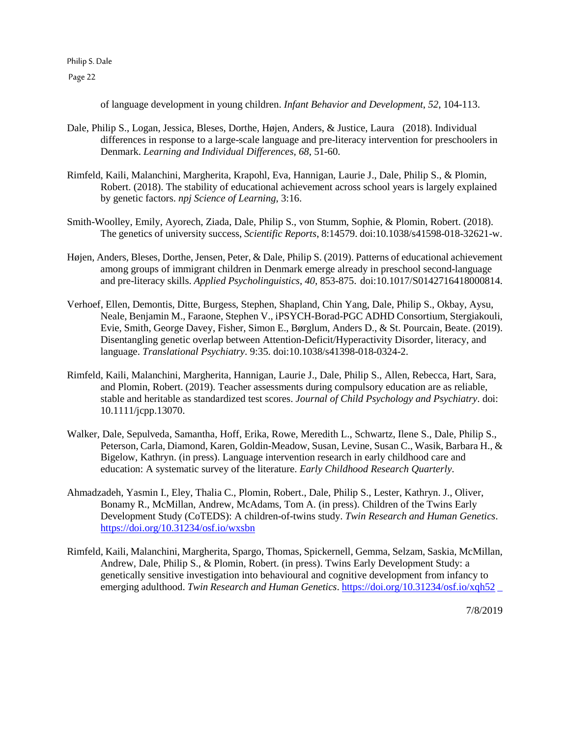of language development in young children. *Infant Behavior and Development*, *52*, 104-113.

Dale, Philip S., Logan, Jessica, Bleses, Dorthe, Højen, Anders, & Justice, Laura (2018). Individual differences in response to a large-scale language and pre-literacy intervention for preschoolers in Denmark. *Learning and Individual Differences, 68*, 51-60.

Rimfeld, Kaili, Malanchini, Margherita, Krapohl, Eva, Hannigan, Laurie J., Dale, Philip S., & Plomin, Robert. (2018). The stability of educational achievement across school years is largely explained by genetic factors. *npj Science of Learning*, 3:16.

Smith-Woolley, Emily, Ayorech, Ziada, Dale, Philip S., von Stumm, Sophie, & Plomin, Robert. (2018). The genetics of university success, *Scientific Reports*, 8:14579. doi:10.1038/s41598-018-32621-w.

Højen, Anders, Bleses, Dorthe, Jensen, Peter, & Dale, Philip S. (2019). Patterns of educational achievement among groups of immigrant children in Denmark emerge already in preschool second-language and pre-literacy skills. *Applied Psycholinguistics*, *40*, 853-875. doi:10.1017/S0142716418000814.

Verhoef, Ellen, Demontis, Ditte, Burgess, Stephen, Shapland, Chin Yang, Dale, Philip S., Okbay, Aysu, Neale, Benjamin M., Faraone, Stephen V., iPSYCH-Borad-PGC ADHD Consortium, Stergiakouli, Evie, Smith, George Davey, Fisher, Simon E., Børglum, Anders D., & St. Pourcain, Beate. (2019). Disentangling genetic overlap between Attention-Deficit/Hyperactivity Disorder, literacy, and language. *Translational Psychiatry*. 9:35. doi:10.1038/s41398-018-0324-2.

Rimfeld, Kaili, Malanchini, Margherita, Hannigan, Laurie J., Dale, Philip S., Allen, Rebecca, Hart, Sara, and Plomin, Robert. (2019). Teacher assessments during compulsory education are as reliable, stable and heritable as standardized test scores. *Journal of Child Psychology and Psychiatry*. doi: 10.1111/jcpp.13070.

Walker, Dale, Sepulveda, Samantha, Hoff, Erika, Rowe, Meredith L., Schwartz, Ilene S., Dale, Philip S., Peterson, Carla, Diamond, Karen, Goldin-Meadow, Susan, Levine, Susan C., Wasik, Barbara H., & Bigelow, Kathryn. (in press). Language intervention research in early childhood care and education: A systematic survey of the literature. *Early Childhood Research Quarterly*.

Ahmadzadeh, Yasmin I., Eley, Thalia C., Plomin, Robert., Dale, Philip S., Lester, Kathryn. J., Oliver, Bonamy R., McMillan, Andrew, McAdams, Tom A. (in press). Children of the Twins Early Development Study (CoTEDS): A children-of-twins study. *Twin Research and Human Genetics*. https://doi.org/10.31234/osf.io/wxsbn

Rimfeld, Kaili, Malanchini, Margherita, Spargo, Thomas, Spickernell, Gemma, Selzam, Saskia, McMillan, Andrew, Dale, Philip S., & Plomin, Robert. (in press). Twins Early Development Study: a genetically sensitive investigation into behavioural and cognitive development from infancy to emerging adulthood. *Twin Research and Human Genetics*. https://doi.org/10.31234/osf.io/xqh52

7/8/2019